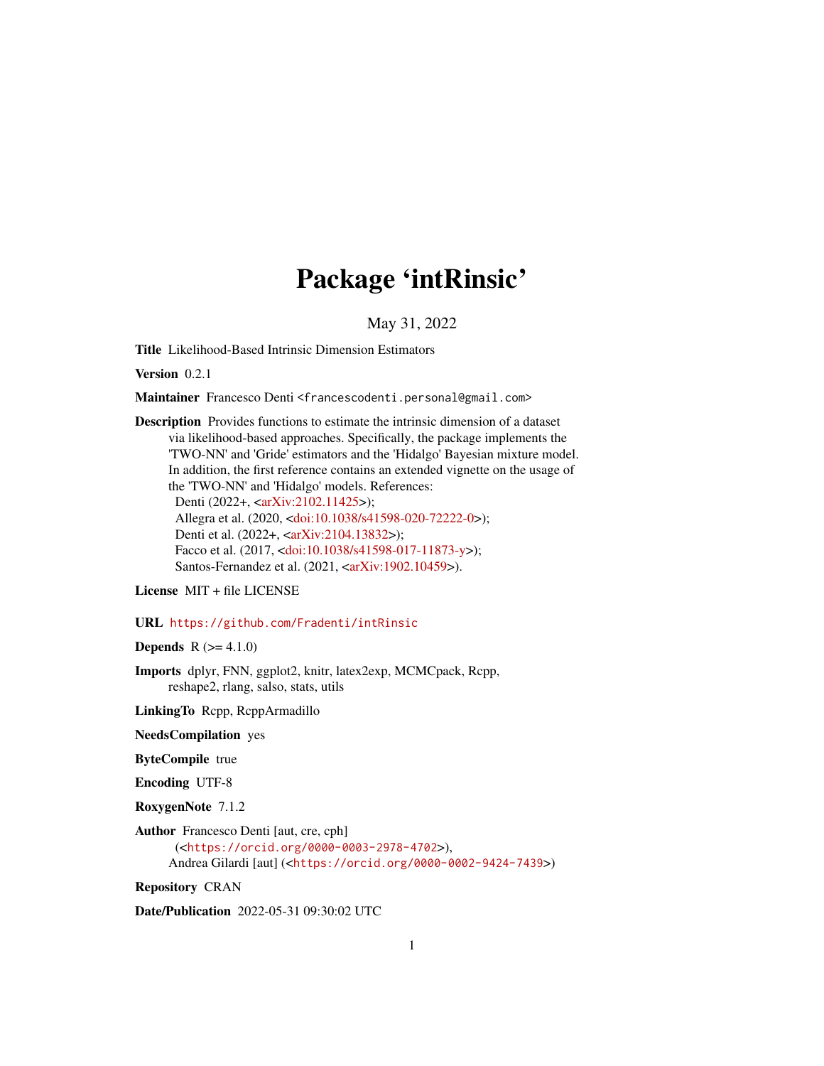# Package 'intRinsic'

May 31, 2022

**Title** Likelihood-Based Intrinsic Dimension Estimators

**Version** 0.2.1

**Maintainer** Francesco Denti <francescodenti.personal@gmail.com>

**Description** Provides functions to estimate the intrinsic dimension of a dataset via likelihood-based approaches. Specifically, the package implements the 'TWO-NN' and 'Gride' estimators and the 'Hidalgo' Bayesian mixture model. In addition, the first reference contains an extended vignette on the usage of the 'TWO-NN' and 'Hidalgo' models. References:
Denti (2022+, <arXiv:2102.11425>);
Allegra et al. (2020, <doi:10.1038/s41598-020-72222-0>);
Denti et al. (2022+, <arXiv:2104.13832>);
Facco et al. (2017, <doi:10.1038/s41598-017-11873-y>);
Santos-Fernandez et al. (2021, <arXiv:1902.10459>).

**License** MIT + file LICENSE

**URL** https://github.com/Fradenti/intRinsic

**Depends** R (>= 4.1.0)

**Imports** dplyr, FNN, ggplot2, knitr, latex2exp, MCMCpack, Rcpp, reshape2, rlang, salso, stats, utils

**LinkingTo** Rcpp, RcppArmadillo

**NeedsCompilation** yes

**ByteCompile** true

**Encoding** UTF-8

**RoxygenNote** 7.1.2

**Author** Francesco Denti [aut, cre, cph] (<https://orcid.org/0000-0003-2978-4702>),
Andrea Gilardi [aut] (<https://orcid.org/0000-0002-9424-7439>)

**Repository** CRAN

**Date/Publication** 2022-05-31 09:30:02 UTC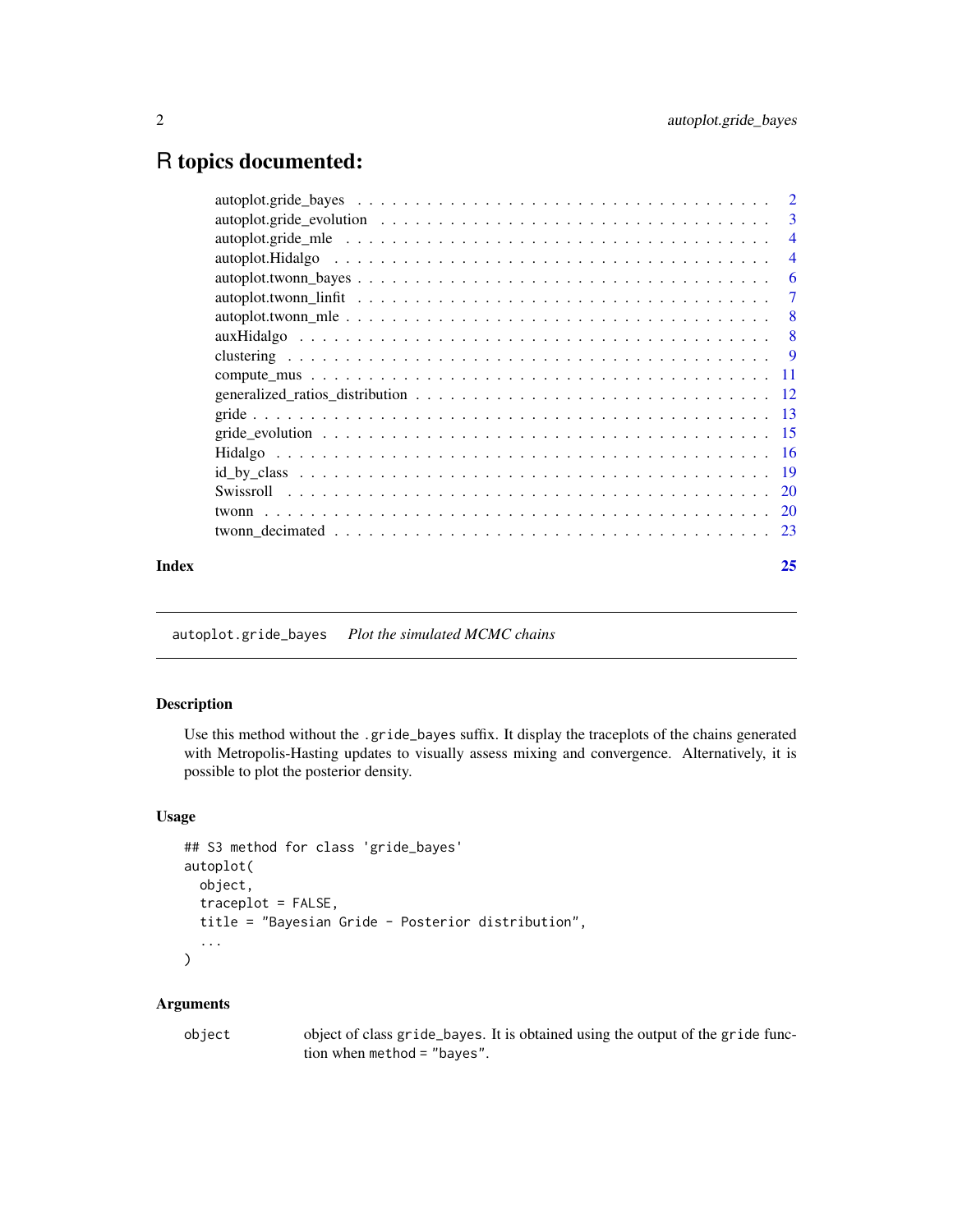# R topics documented:

| | |
|---|---|
| autoplot.gride_bayes | 2 |
| autoplot.gride_evolution | 3 |
| autoplot.gride_mle | 4 |
| autoplot.Hidalgo | 4 |
| autoplot.twonn_bayes | 6 |
| autoplot.twonn_linfit | 7 |
| autoplot.twonn_mle | 8 |
| auxHidalgo | 8 |
| clustering | 9 |
| compute_mus | 11 |
| generalized_ratios_distribution | 12 |
| gride | 13 |
| gride_evolution | 15 |
| Hidalgo | 16 |
| id_by_class | 19 |
| Swissroll | 20 |
| twonn | 20 |
| twonn_decimated | 23 |
| **Index** | **25** |

---

## autoplot.gride_bayes *Plot the simulated MCMC chains*

### Description

Use this method without the `.gride_bayes` suffix. It display the traceplots of the chains generated with Metropolis-Hasting updates to visually assess mixing and convergence. Alternatively, it is possible to plot the posterior density.

### Usage

```
## S3 method for class 'gride_bayes'
autoplot(
  object,
  traceplot = FALSE,
  title = "Bayesian Gride - Posterior distribution",
  ...
)
```

### Arguments

| | |
|---|---|
| `object` | object of class `gride_bayes`. It is obtained using the output of the `gride` function when `method = "bayes"`. |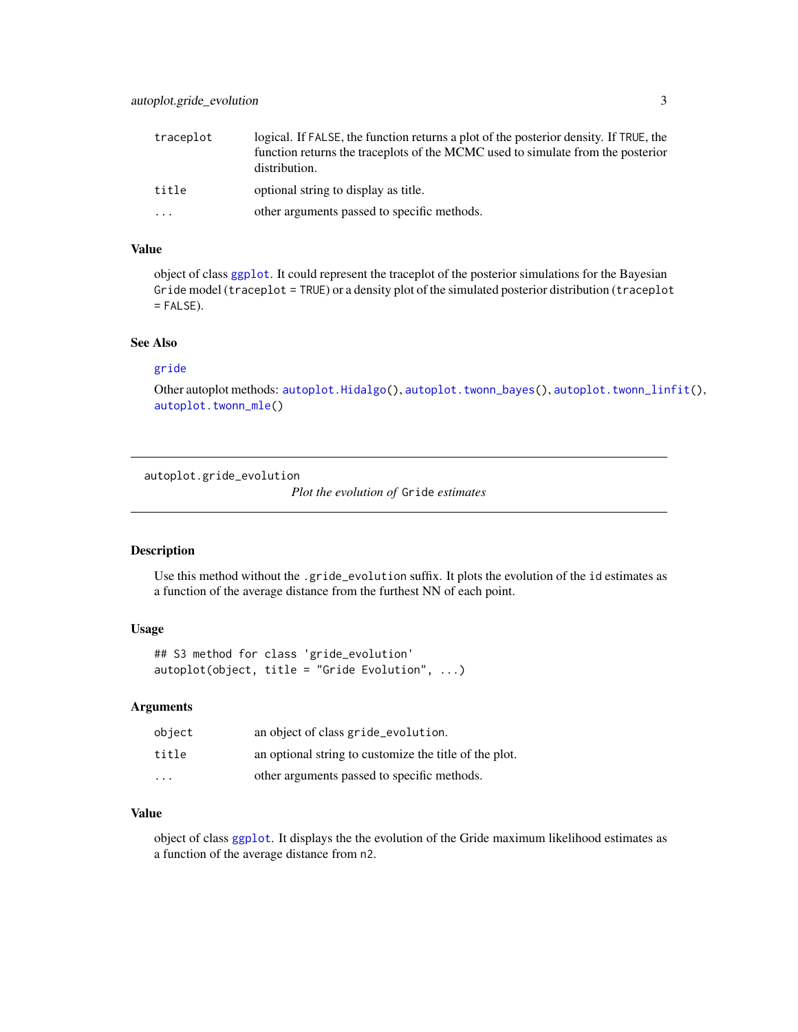| | |
|---|---|
| traceplot | logical. If FALSE, the function returns a plot of the posterior density. If TRUE, the function returns the traceplots of the MCMC used to simulate from the posterior distribution. |
| title | optional string to display as title. |
| ... | other arguments passed to specific methods. |

### Value

object of class ggplot. It could represent the traceplot of the posterior simulations for the Bayesian Gride model (traceplot = TRUE) or a density plot of the simulated posterior distribution (traceplot = FALSE).

### See Also

gride

Other autoplot methods: autoplot.Hidalgo(), autoplot.twonn_bayes(), autoplot.twonn_linfit(), autoplot.twonn_mle()

---

## autoplot.gride_evolution

*Plot the evolution of Gride estimates*

---

### Description

Use this method without the .gride_evolution suffix. It plots the evolution of the id estimates as a function of the average distance from the furthest NN of each point.

### Usage

```
## S3 method for class 'gride_evolution'
autoplot(object, title = "Gride Evolution", ...)
```

### Arguments

| | |
|---|---|
| object | an object of class gride_evolution. |
| title | an optional string to customize the title of the plot. |
| ... | other arguments passed to specific methods. |

### Value

object of class ggplot. It displays the the evolution of the Gride maximum likelihood estimates as a function of the average distance from n2.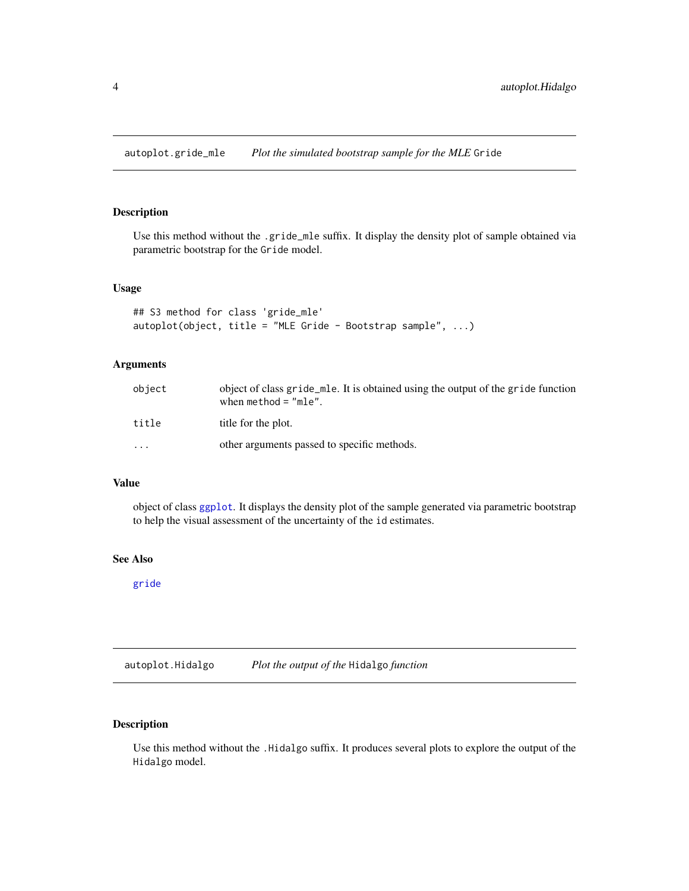## autoplot.gride_mle *Plot the simulated bootstrap sample for the MLE* `Gride`

### Description

Use this method without the `.gride_mle` suffix. It display the density plot of sample obtained via parametric bootstrap for the `Gride` model.

### Usage

```
## S3 method for class 'gride_mle'
autoplot(object, title = "MLE Gride - Bootstrap sample", ...)
```

### Arguments

| | |
|---|---|
| `object` | object of class `gride_mle`. It is obtained using the output of the `gride` function when `method = "mle"`. |
| `title` | title for the plot. |
| `...` | other arguments passed to specific methods. |

### Value

object of class `ggplot`. It displays the density plot of the sample generated via parametric bootstrap to help the visual assessment of the uncertainty of the `id` estimates.

### See Also

`gride`

## autoplot.Hidalgo *Plot the output of the* `Hidalgo` *function*

### Description

Use this method without the `.Hidalgo` suffix. It produces several plots to explore the output of the `Hidalgo` model.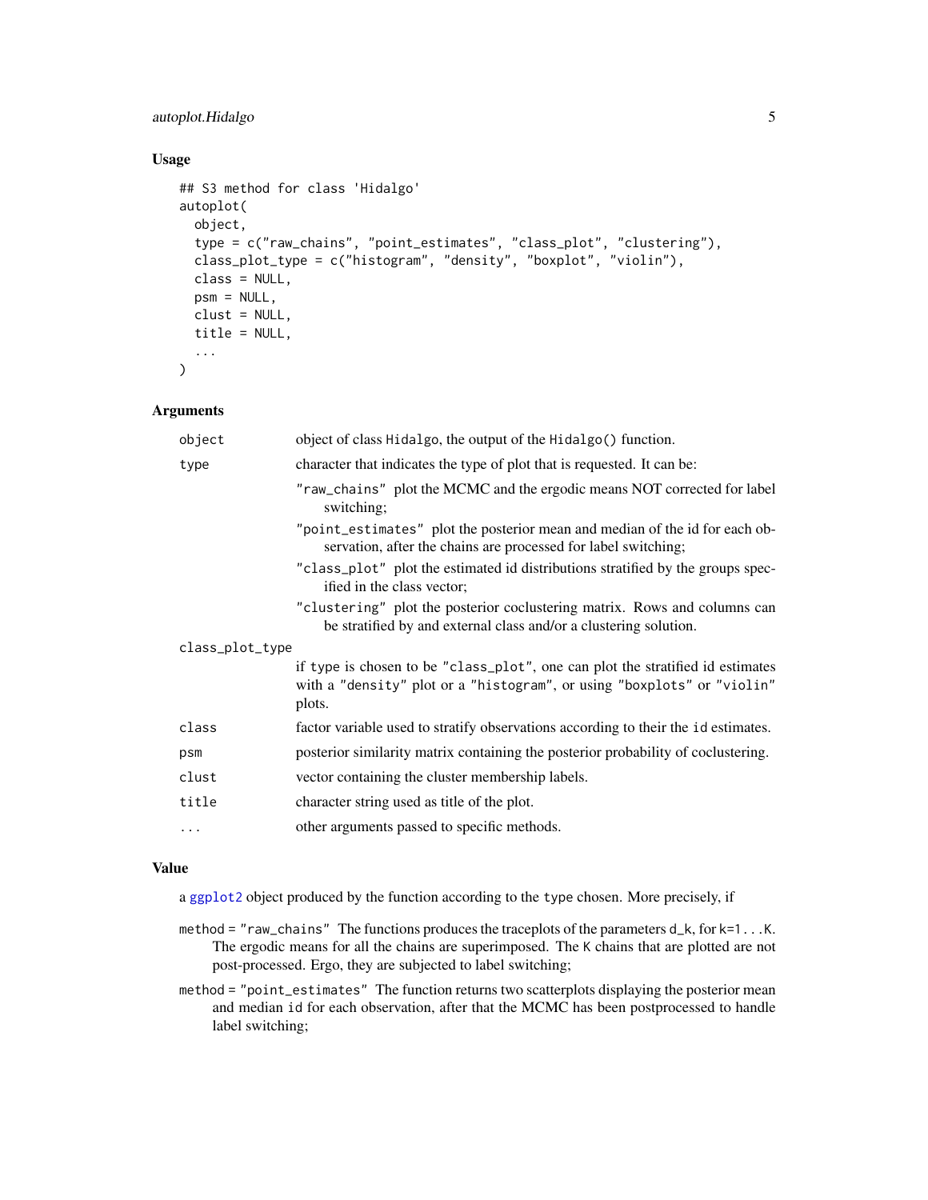## Usage

```
## S3 method for class 'Hidalgo'
autoplot(
  object,
  type = c("raw_chains", "point_estimates", "class_plot", "clustering"),
  class_plot_type = c("histogram", "density", "boxplot", "violin"),
  class = NULL,
  psm = NULL,
  clust = NULL,
  title = NULL,
  ...
)
```

## Arguments

| | |
|---|---|
| `object` | object of class `Hidalgo`, the output of the `Hidalgo()` function. |
| `type` | character that indicates the type of plot that is requested. It can be: <br> `"raw_chains"` plot the MCMC and the ergodic means NOT corrected for label switching; <br> `"point_estimates"` plot the posterior mean and median of the id for each observation, after the chains are processed for label switching; <br> `"class_plot"` plot the estimated id distributions stratified by the groups specified in the class vector; <br> `"clustering"` plot the posterior coclustering matrix. Rows and columns can be stratified by and external class and/or a clustering solution. |
| `class_plot_type` | if type is chosen to be `"class_plot"`, one can plot the stratified id estimates with a `"density"` plot or a `"histogram"`, or using `"boxplots"` or `"violin"` plots. |
| `class` | factor variable used to stratify observations according to their the `id` estimates. |
| `psm` | posterior similarity matrix containing the posterior probability of coclustering. |
| `clust` | vector containing the cluster membership labels. |
| `title` | character string used as title of the plot. |
| `...` | other arguments passed to specific methods. |

## Value

a `ggplot2` object produced by the function according to the `type` chosen. More precisely, if

- `method = "raw_chains"` The functions produces the traceplots of the parameters `d_k`, for `k=1...K`. The ergodic means for all the chains are superimposed. The `K` chains that are plotted are not post-processed. Ergo, they are subjected to label switching;
- `method = "point_estimates"` The function returns two scatterplots displaying the posterior mean and median `id` for each observation, after that the MCMC has been postprocessed to handle label switching;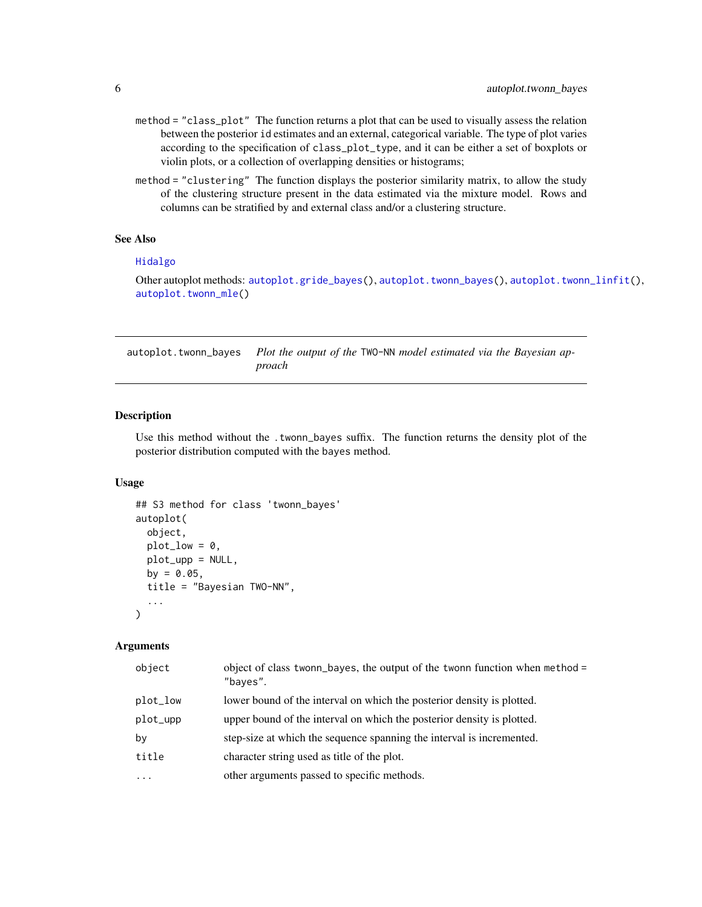method = "class_plot" The function returns a plot that can be used to visually assess the relation between the posterior id estimates and an external, categorical variable. The type of plot varies according to the specification of class_plot_type, and it can be either a set of boxplots or violin plots, or a collection of overlapping densities or histograms;

method = "clustering" The function displays the posterior similarity matrix, to allow the study of the clustering structure present in the data estimated via the mixture model. Rows and columns can be stratified by and external class and/or a clustering structure.

### See Also

Hidalgo

Other autoplot methods: autoplot.gride_bayes(), autoplot.twonn_bayes(), autoplot.twonn_linfit(), autoplot.twonn_mle()

---

## autoplot.twonn_bayes — *Plot the output of the* TWO-NN *model estimated via the Bayesian approach*

### Description

Use this method without the .twonn_bayes suffix. The function returns the density plot of the posterior distribution computed with the bayes method.

### Usage

```
## S3 method for class 'twonn_bayes'
autoplot(
  object,
  plot_low = 0,
  plot_upp = NULL,
  by = 0.05,
  title = "Bayesian TWO-NN",
  ...
)
```

### Arguments

| | |
|---|---|
| object | object of class twonn_bayes, the output of the twonn function when method = "bayes". |
| plot_low | lower bound of the interval on which the posterior density is plotted. |
| plot_upp | upper bound of the interval on which the posterior density is plotted. |
| by | step-size at which the sequence spanning the interval is incremented. |
| title | character string used as title of the plot. |
| ... | other arguments passed to specific methods. |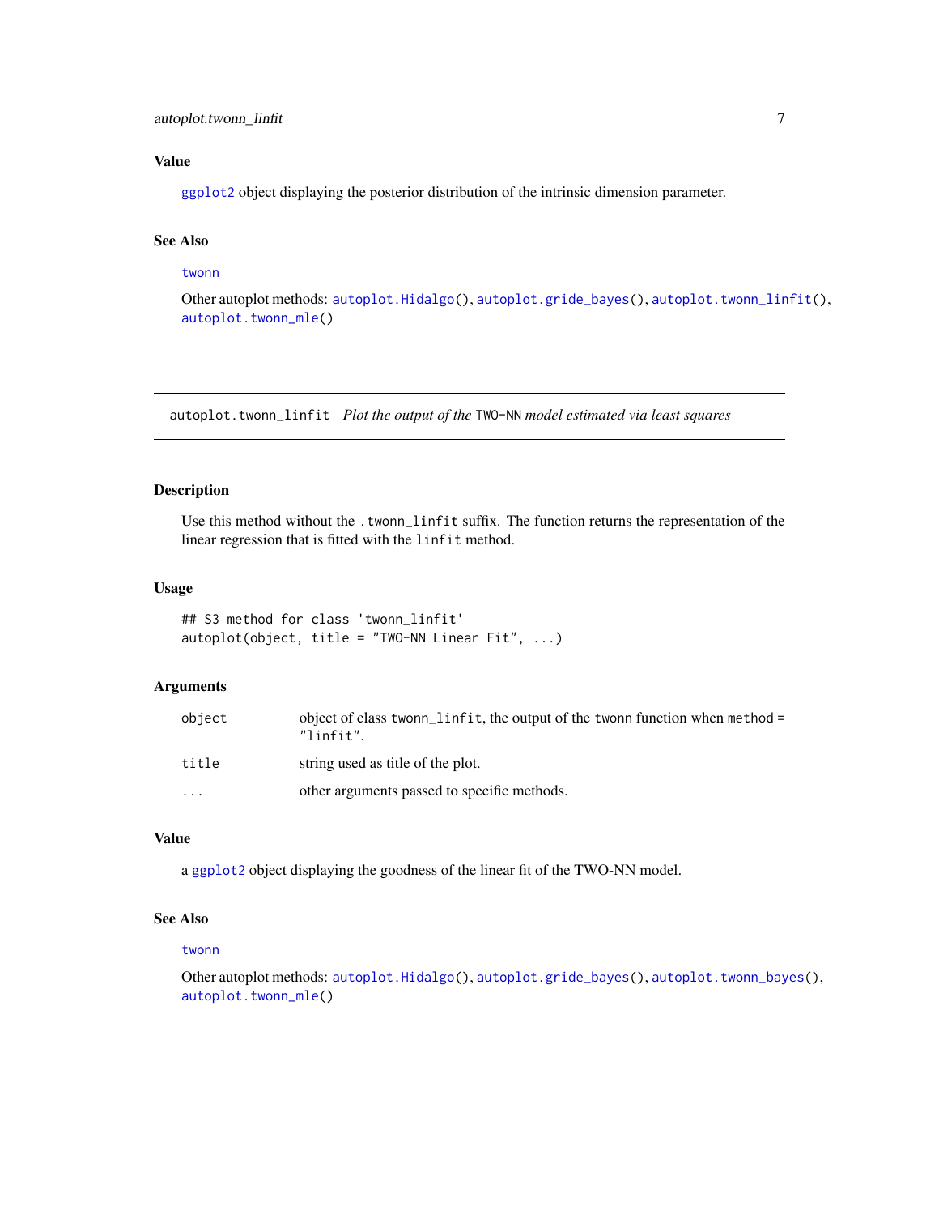### Value

ggplot2 object displaying the posterior distribution of the intrinsic dimension parameter.

### See Also

twonn

Other autoplot methods: autoplot.Hidalgo(), autoplot.gride_bayes(), autoplot.twonn_linfit(), autoplot.twonn_mle()

---

## autoplot.twonn_linfit — *Plot the output of the TWO-NN model estimated via least squares*

### Description

Use this method without the .twonn_linfit suffix. The function returns the representation of the linear regression that is fitted with the linfit method.

### Usage

```
## S3 method for class 'twonn_linfit'
autoplot(object, title = "TWO-NN Linear Fit", ...)
```

### Arguments

| | |
|---|---|
| object | object of class twonn_linfit, the output of the twonn function when method = "linfit". |
| title | string used as title of the plot. |
| ... | other arguments passed to specific methods. |

### Value

a ggplot2 object displaying the goodness of the linear fit of the TWO-NN model.

### See Also

twonn

Other autoplot methods: autoplot.Hidalgo(), autoplot.gride_bayes(), autoplot.twonn_bayes(), autoplot.twonn_mle()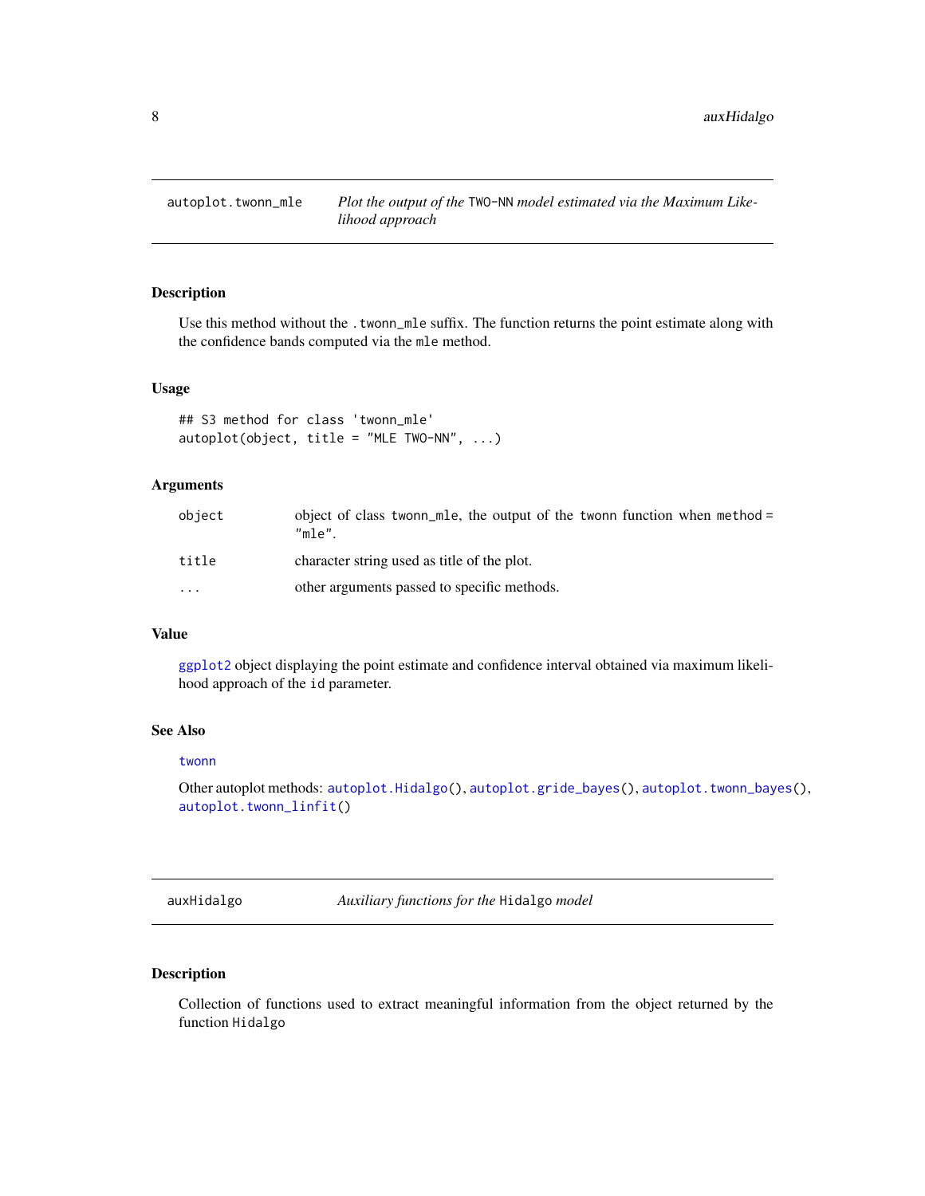## autoplot.twonn_mle — *Plot the output of the* TWO-NN *model estimated via the Maximum Likelihood approach*

### Description

Use this method without the .twonn_mle suffix. The function returns the point estimate along with the confidence bands computed via the mle method.

### Usage

```
## S3 method for class 'twonn_mle'
autoplot(object, title = "MLE TWO-NN", ...)
```

### Arguments

| | |
|---|---|
| object | object of class twonn_mle, the output of the twonn function when method = "mle". |
| title | character string used as title of the plot. |
| ... | other arguments passed to specific methods. |

### Value

ggplot2 object displaying the point estimate and confidence interval obtained via maximum likelihood approach of the id parameter.

### See Also

twonn

Other autoplot methods: autoplot.Hidalgo(), autoplot.gride_bayes(), autoplot.twonn_bayes(), autoplot.twonn_linfit()

## auxHidalgo — *Auxiliary functions for the* Hidalgo *model*

### Description

Collection of functions used to extract meaningful information from the object returned by the function Hidalgo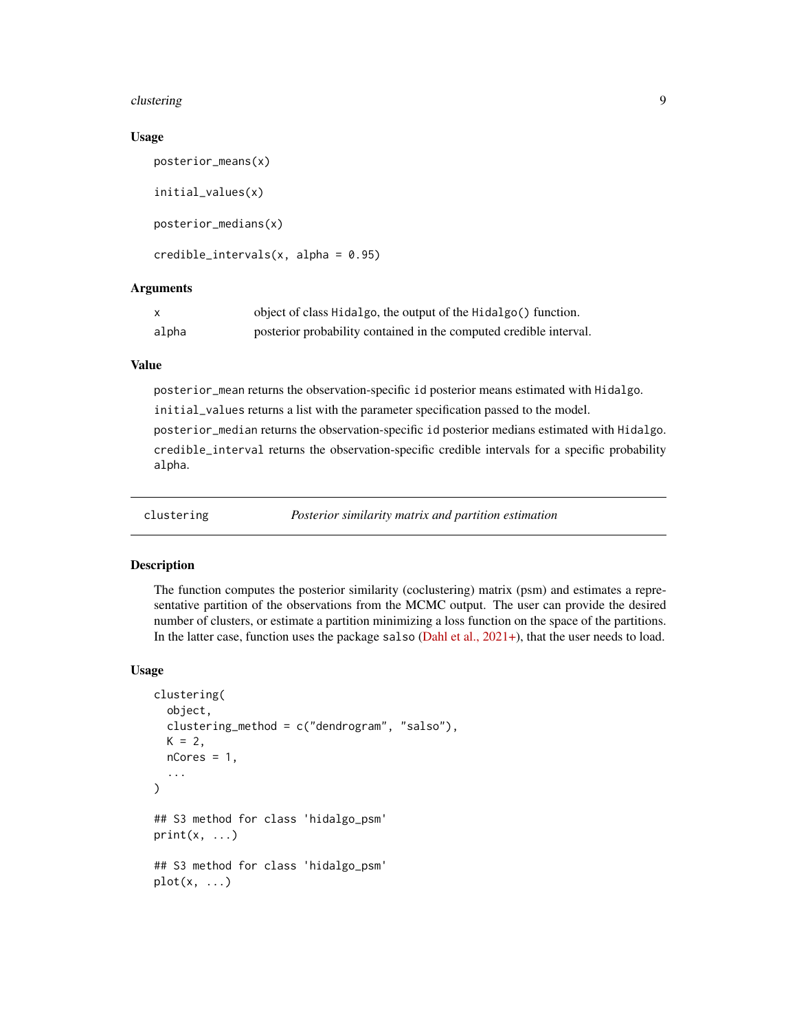### Usage

```
posterior_means(x)

initial_values(x)

posterior_medians(x)

credible_intervals(x, alpha = 0.95)
```

### Arguments

| | |
|---|---|
| x | object of class Hidalgo, the output of the Hidalgo() function. |
| alpha | posterior probability contained in the computed credible interval. |

### Value

posterior_mean returns the observation-specific id posterior means estimated with Hidalgo.

initial_values returns a list with the parameter specification passed to the model.

posterior_median returns the observation-specific id posterior medians estimated with Hidalgo.

credible_interval returns the observation-specific credible intervals for a specific probability alpha.

---

## clustering — *Posterior similarity matrix and partition estimation*

---

### Description

The function computes the posterior similarity (coclustering) matrix (psm) and estimates a representative partition of the observations from the MCMC output. The user can provide the desired number of clusters, or estimate a partition minimizing a loss function on the space of the partitions. In the latter case, function uses the package salso (Dahl et al., 2021+), that the user needs to load.

### Usage

```
clustering(
  object,
  clustering_method = c("dendrogram", "salso"),
  K = 2,
  nCores = 1,
  ...
)

## S3 method for class 'hidalgo_psm'
print(x, ...)

## S3 method for class 'hidalgo_psm'
plot(x, ...)
```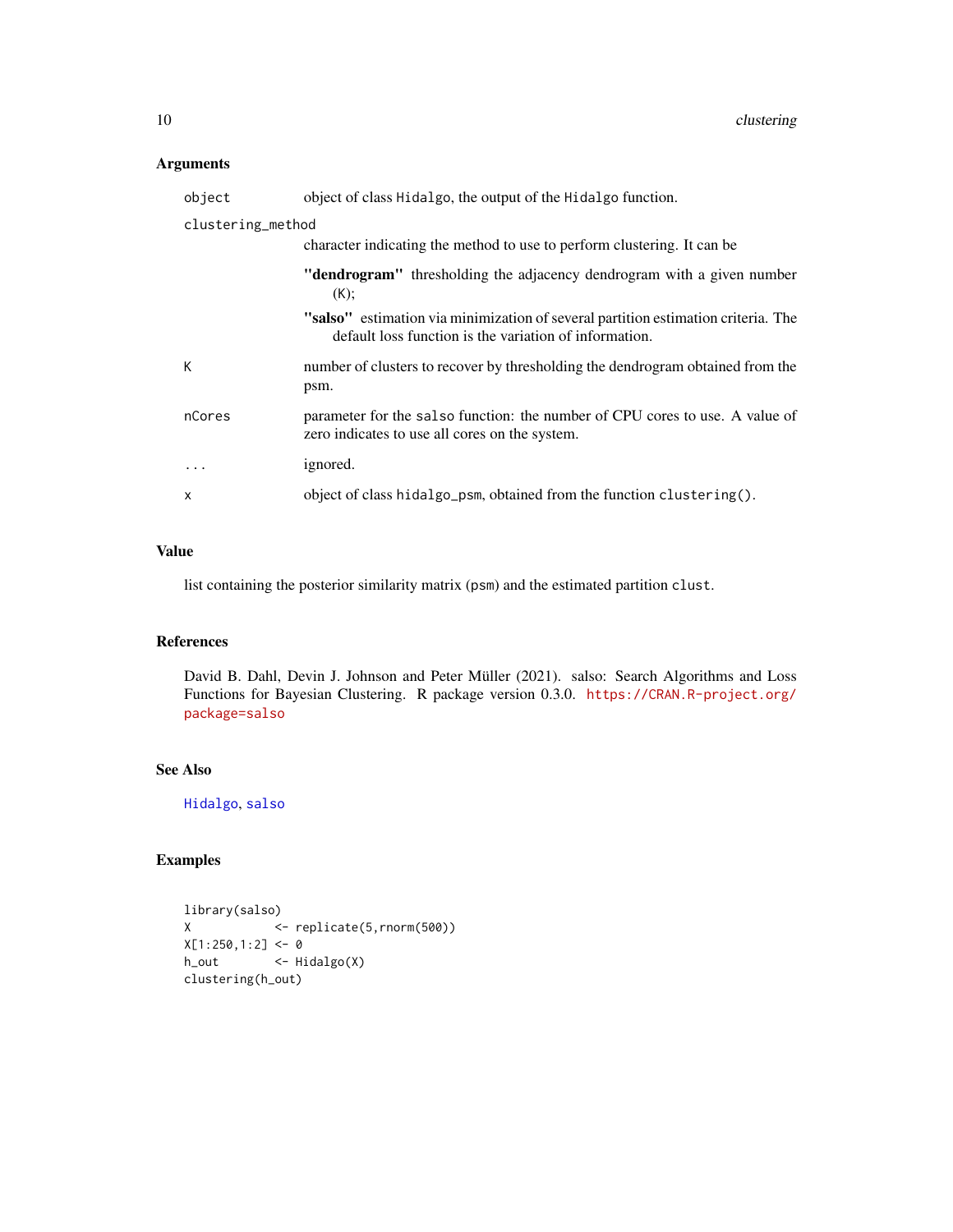## Arguments

- `object`: object of class `Hidalgo`, the output of the `Hidalgo` function.
- `clustering_method`: character indicating the method to use to perform clustering. It can be
  - **"dendrogram"** thresholding the adjacency dendrogram with a given number (`K`);
  - **"salso"** estimation via minimization of several partition estimation criteria. The default loss function is the variation of information.
- `K`: number of clusters to recover by thresholding the dendrogram obtained from the psm.
- `nCores`: parameter for the `salso` function: the number of CPU cores to use. A value of zero indicates to use all cores on the system.
- `...`: ignored.
- `x`: object of class `hidalgo_psm`, obtained from the function `clustering()`.

## Value

list containing the posterior similarity matrix (`psm`) and the estimated partition `clust`.

## References

David B. Dahl, Devin J. Johnson and Peter Müller (2021). salso: Search Algorithms and Loss Functions for Bayesian Clustering. R package version 0.3.0. https://CRAN.R-project.org/package=salso

## See Also

Hidalgo, salso

## Examples

```
library(salso)
X           <- replicate(5,rnorm(500))
X[1:250,1:2] <- 0
h_out       <- Hidalgo(X)
clustering(h_out)
```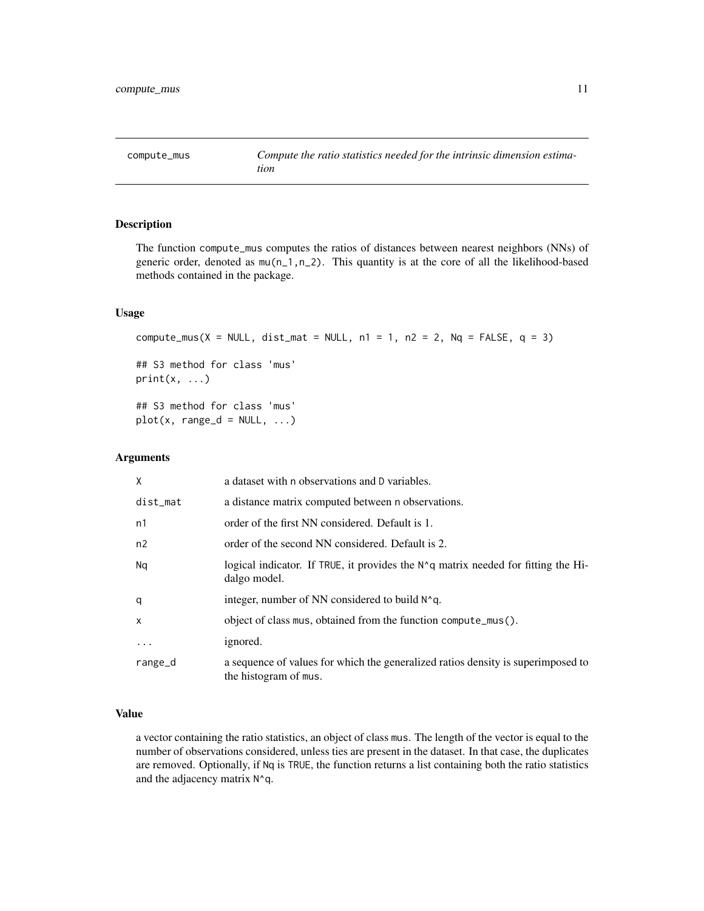## compute_mus — *Compute the ratio statistics needed for the intrinsic dimension estimation*

### Description

The function compute_mus computes the ratios of distances between nearest neighbors (NNs) of generic order, denoted as mu(n_1,n_2). This quantity is at the core of all the likelihood-based methods contained in the package.

### Usage

```
compute_mus(X = NULL, dist_mat = NULL, n1 = 1, n2 = 2, Nq = FALSE, q = 3)

## S3 method for class 'mus'
print(x, ...)

## S3 method for class 'mus'
plot(x, range_d = NULL, ...)
```

### Arguments

| | |
|---|---|
| X | a dataset with n observations and D variables. |
| dist_mat | a distance matrix computed between n observations. |
| n1 | order of the first NN considered. Default is 1. |
| n2 | order of the second NN considered. Default is 2. |
| Nq | logical indicator. If TRUE, it provides the N^q matrix needed for fitting the Hidalgo model. |
| q | integer, number of NN considered to build N^q. |
| x | object of class mus, obtained from the function compute_mus(). |
| ... | ignored. |
| range_d | a sequence of values for which the generalized ratios density is superimposed to the histogram of mus. |

### Value

a vector containing the ratio statistics, an object of class mus. The length of the vector is equal to the number of observations considered, unless ties are present in the dataset. In that case, the duplicates are removed. Optionally, if Nq is TRUE, the function returns a list containing both the ratio statistics and the adjacency matrix N^q.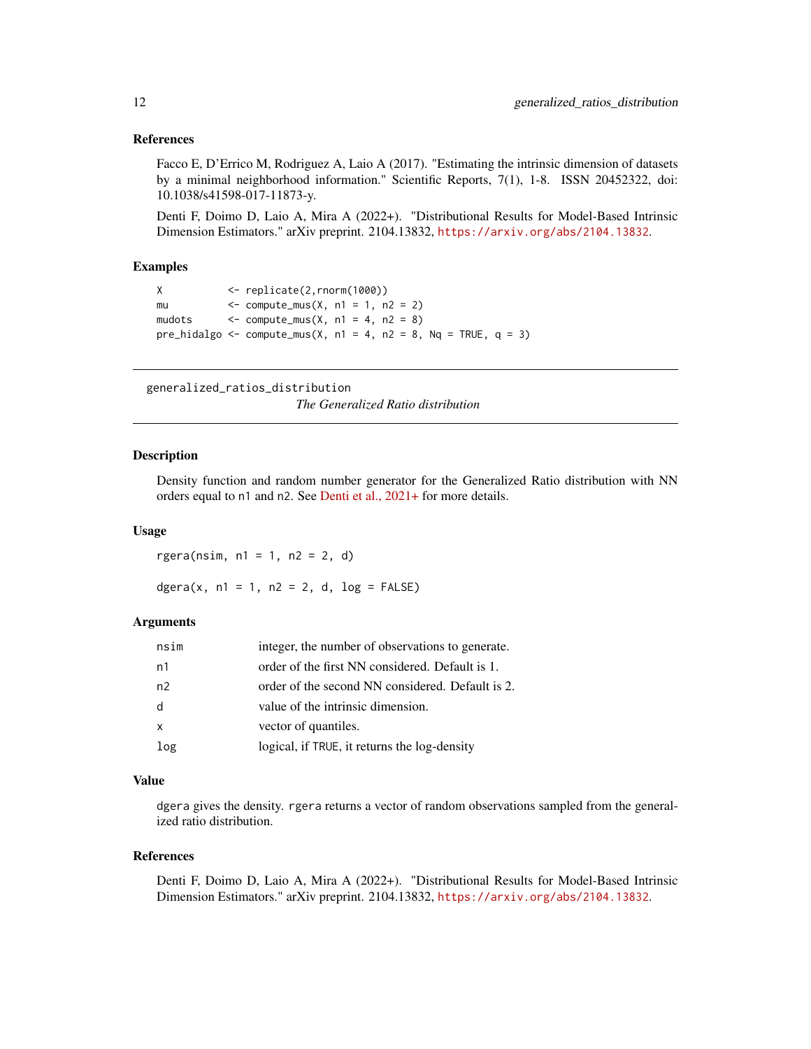### References

Facco E, D'Errico M, Rodriguez A, Laio A (2017). "Estimating the intrinsic dimension of datasets by a minimal neighborhood information." Scientific Reports, 7(1), 1-8. ISSN 20452322, doi: 10.1038/s41598-017-11873-y.

Denti F, Doimo D, Laio A, Mira A (2022+). "Distributional Results for Model-Based Intrinsic Dimension Estimators." arXiv preprint. 2104.13832, https://arxiv.org/abs/2104.13832.

### Examples

```
X          <- replicate(2,rnorm(1000))
mu         <- compute_mus(X, n1 = 1, n2 = 2)
mudots     <- compute_mus(X, n1 = 4, n2 = 8)
pre_hidalgo <- compute_mus(X, n1 = 4, n2 = 8, Nq = TRUE, q = 3)
```

---

## generalized_ratios_distribution

*The Generalized Ratio distribution*

---

### Description

Density function and random number generator for the Generalized Ratio distribution with NN orders equal to n1 and n2. See Denti et al., 2021+ for more details.

### Usage

```
rgera(nsim, n1 = 1, n2 = 2, d)

dgera(x, n1 = 1, n2 = 2, d, log = FALSE)
```

### Arguments

| | |
|---|---|
| nsim | integer, the number of observations to generate. |
| n1 | order of the first NN considered. Default is 1. |
| n2 | order of the second NN considered. Default is 2. |
| d | value of the intrinsic dimension. |
| x | vector of quantiles. |
| log | logical, if TRUE, it returns the log-density |

### Value

dgera gives the density. rgera returns a vector of random observations sampled from the generalized ratio distribution.

### References

Denti F, Doimo D, Laio A, Mira A (2022+). "Distributional Results for Model-Based Intrinsic Dimension Estimators." arXiv preprint. 2104.13832, https://arxiv.org/abs/2104.13832.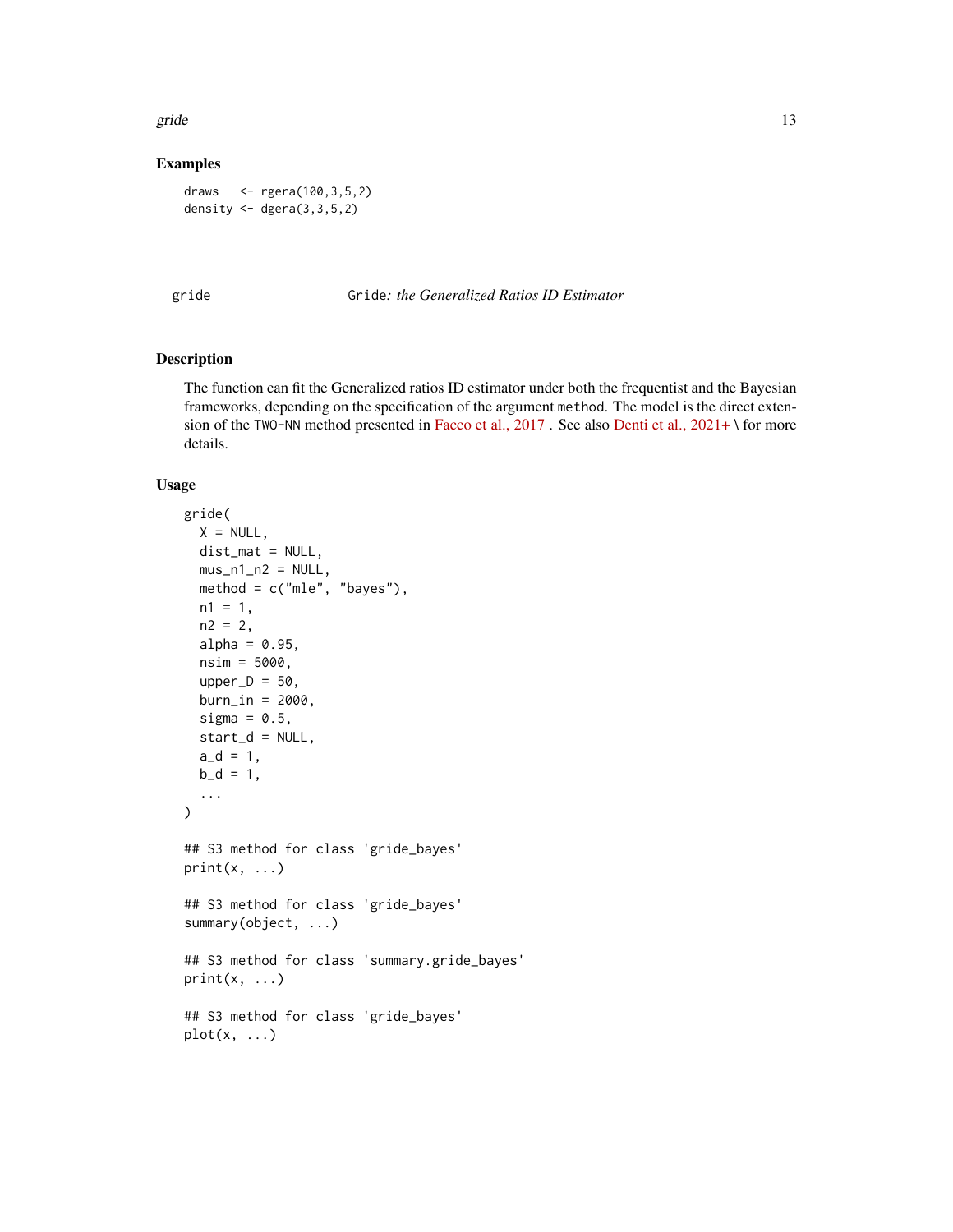### Examples

```
draws   <- rgera(100,3,5,2)
density <- dgera(3,3,5,2)
```

---

## gride — Gride: the Generalized Ratios ID Estimator

### Description

The function can fit the Generalized ratios ID estimator under both the frequentist and the Bayesian frameworks, depending on the specification of the argument `method`. The model is the direct extension of the `TWO-NN` method presented in Facco et al., 2017 . See also Denti et al., 2021+ \ for more details.

### Usage

```
gride(
  X = NULL,
  dist_mat = NULL,
  mus_n1_n2 = NULL,
  method = c("mle", "bayes"),
  n1 = 1,
  n2 = 2,
  alpha = 0.95,
  nsim = 5000,
  upper_D = 50,
  burn_in = 2000,
  sigma = 0.5,
  start_d = NULL,
  a_d = 1,
  b_d = 1,
  ...
)

## S3 method for class 'gride_bayes'
print(x, ...)

## S3 method for class 'gride_bayes'
summary(object, ...)

## S3 method for class 'summary.gride_bayes'
print(x, ...)

## S3 method for class 'gride_bayes'
plot(x, ...)
```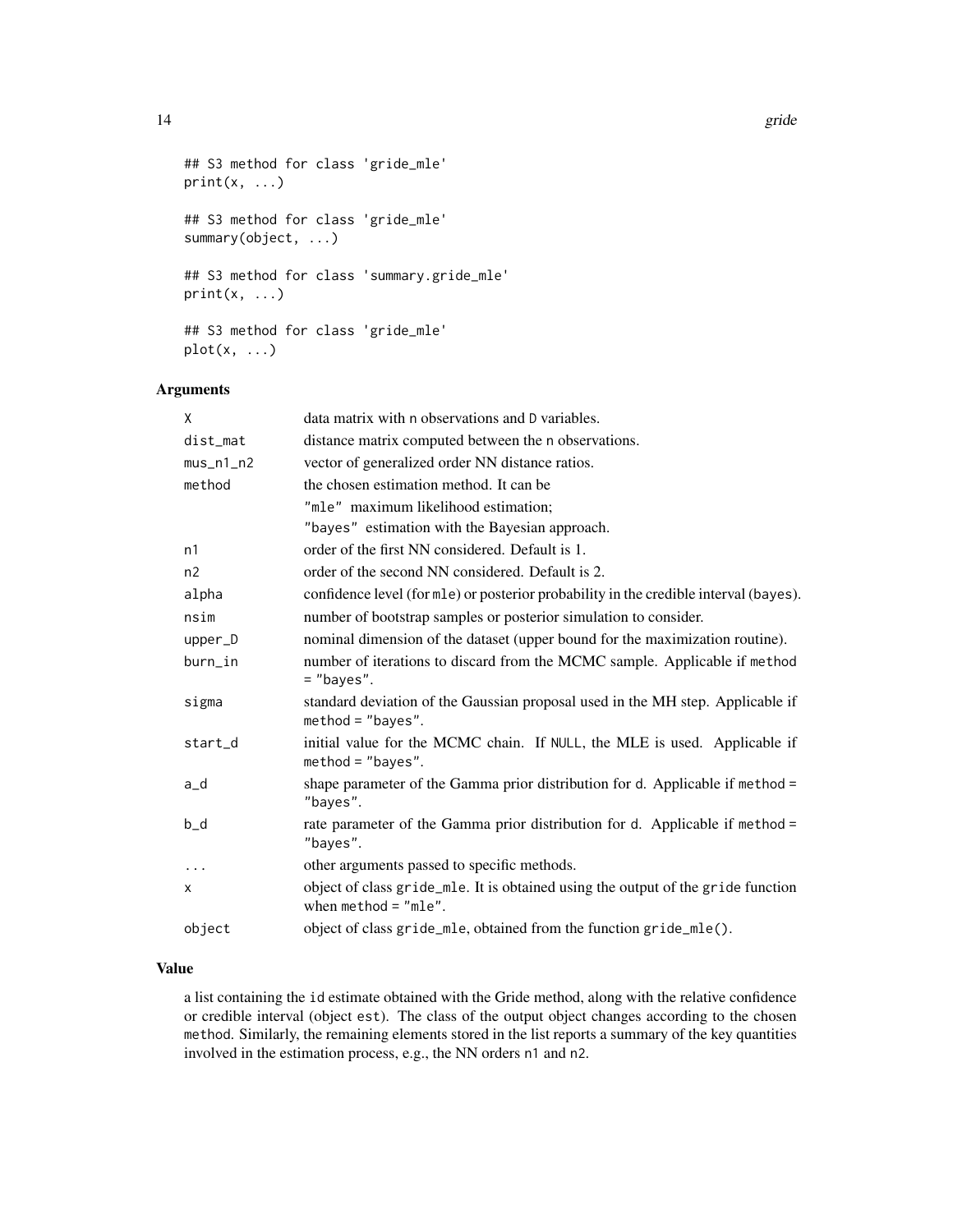```
## S3 method for class 'gride_mle'
print(x, ...)

## S3 method for class 'gride_mle'
summary(object, ...)

## S3 method for class 'summary.gride_mle'
print(x, ...)

## S3 method for class 'gride_mle'
plot(x, ...)
```

## Arguments

| | |
|---|---|
| `X` | data matrix with `n` observations and `D` variables. |
| `dist_mat` | distance matrix computed between the `n` observations. |
| `mus_n1_n2` | vector of generalized order NN distance ratios. |
| `method` | the chosen estimation method. It can be<br>`"mle"` maximum likelihood estimation;<br>`"bayes"` estimation with the Bayesian approach. |
| `n1` | order of the first NN considered. Default is 1. |
| `n2` | order of the second NN considered. Default is 2. |
| `alpha` | confidence level (for `mle`) or posterior probability in the credible interval (`bayes`). |
| `nsim` | number of bootstrap samples or posterior simulation to consider. |
| `upper_D` | nominal dimension of the dataset (upper bound for the maximization routine). |
| `burn_in` | number of iterations to discard from the MCMC sample. Applicable if `method = "bayes"`. |
| `sigma` | standard deviation of the Gaussian proposal used in the MH step. Applicable if `method = "bayes"`. |
| `start_d` | initial value for the MCMC chain. If `NULL`, the MLE is used. Applicable if `method = "bayes"`. |
| `a_d` | shape parameter of the Gamma prior distribution for `d`. Applicable if `method = "bayes"`. |
| `b_d` | rate parameter of the Gamma prior distribution for `d`. Applicable if `method = "bayes"`. |
| `...` | other arguments passed to specific methods. |
| `x` | object of class `gride_mle`. It is obtained using the output of the `gride` function when `method = "mle"`. |
| `object` | object of class `gride_mle`, obtained from the function `gride_mle()`. |

## Value

a list containing the `id` estimate obtained with the Gride method, along with the relative confidence or credible interval (object `est`). The class of the output object changes according to the chosen `method`. Similarly, the remaining elements stored in the list reports a summary of the key quantities involved in the estimation process, e.g., the NN orders `n1` and `n2`.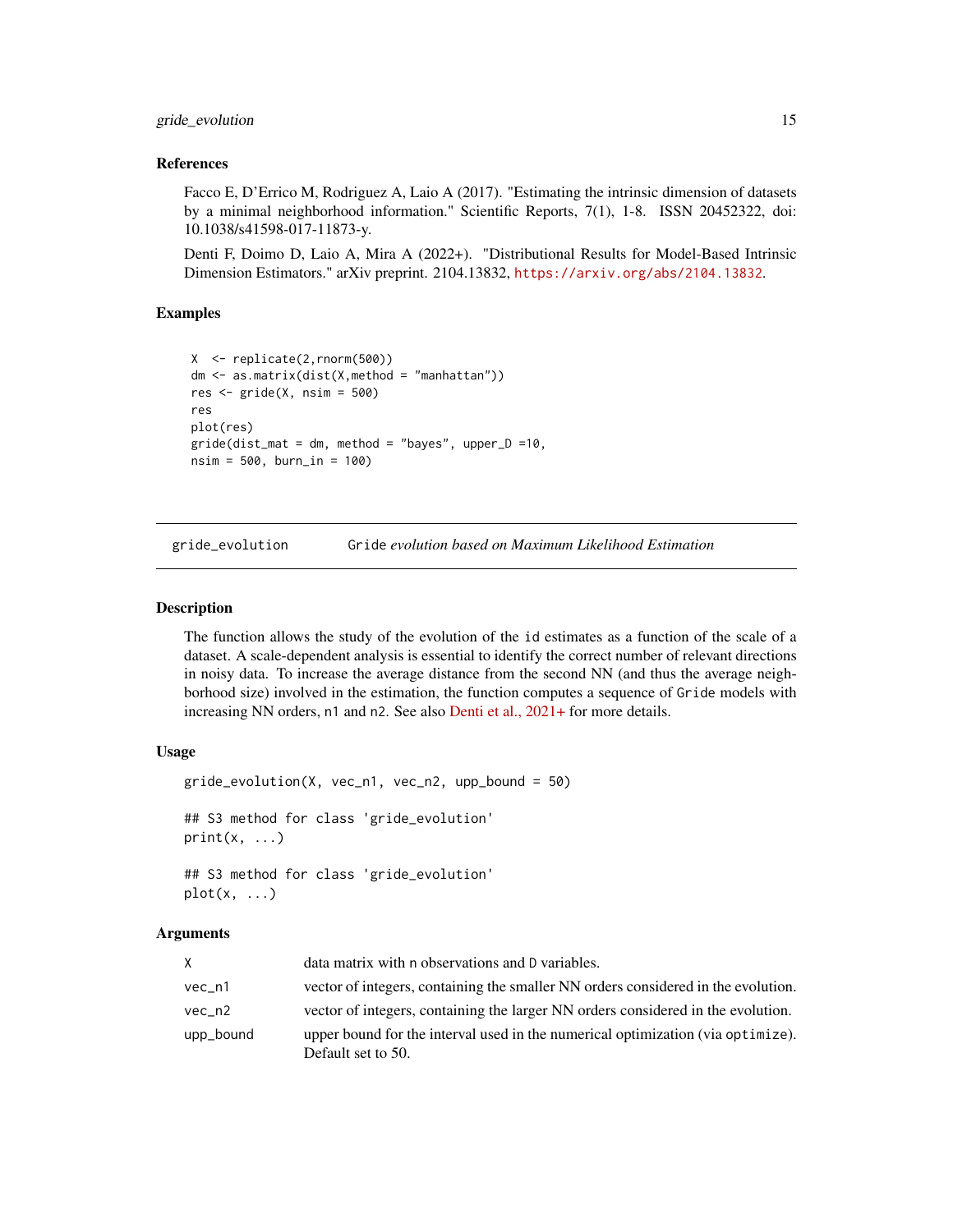### References

Facco E, D'Errico M, Rodriguez A, Laio A (2017). "Estimating the intrinsic dimension of datasets by a minimal neighborhood information." Scientific Reports, 7(1), 1-8. ISSN 20452322, doi: 10.1038/s41598-017-11873-y.

Denti F, Doimo D, Laio A, Mira A (2022+). "Distributional Results for Model-Based Intrinsic Dimension Estimators." arXiv preprint. 2104.13832, https://arxiv.org/abs/2104.13832.

### Examples

```
X  <- replicate(2,rnorm(500))
dm <- as.matrix(dist(X,method = "manhattan"))
res <- gride(X, nsim = 500)
res
plot(res)
gride(dist_mat = dm, method = "bayes", upper_D =10,
nsim = 500, burn_in = 100)
```

---

## gride_evolution — Gride *evolution based on Maximum Likelihood Estimation*

---

### Description

The function allows the study of the evolution of the id estimates as a function of the scale of a dataset. A scale-dependent analysis is essential to identify the correct number of relevant directions in noisy data. To increase the average distance from the second NN (and thus the average neighborhood size) involved in the estimation, the function computes a sequence of Gride models with increasing NN orders, n1 and n2. See also Denti et al., 2021+ for more details.

### Usage

```
gride_evolution(X, vec_n1, vec_n2, upp_bound = 50)

## S3 method for class 'gride_evolution'
print(x, ...)

## S3 method for class 'gride_evolution'
plot(x, ...)
```

### Arguments

| | |
|---|---|
| X | data matrix with n observations and D variables. |
| vec_n1 | vector of integers, containing the smaller NN orders considered in the evolution. |
| vec_n2 | vector of integers, containing the larger NN orders considered in the evolution. |
| upp_bound | upper bound for the interval used in the numerical optimization (via optimize). Default set to 50. |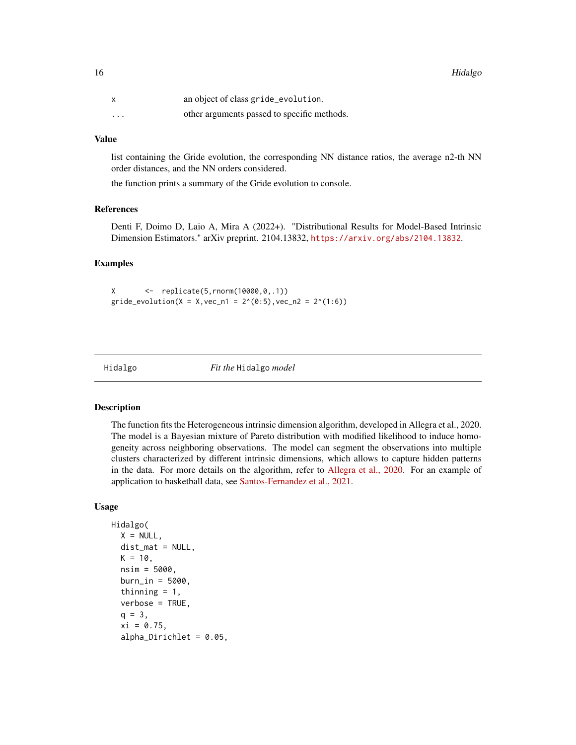| | |
|---|---|
| x | an object of class gride_evolution. |
| ... | other arguments passed to specific methods. |

### Value

list containing the Gride evolution, the corresponding NN distance ratios, the average n2-th NN order distances, and the NN orders considered.

the function prints a summary of the Gride evolution to console.

### References

Denti F, Doimo D, Laio A, Mira A (2022+). "Distributional Results for Model-Based Intrinsic Dimension Estimators." arXiv preprint. 2104.13832, https://arxiv.org/abs/2104.13832.

### Examples

```
X       <-  replicate(5,rnorm(10000,0,.1))
gride_evolution(X = X,vec_n1 = 2^(0:5),vec_n2 = 2^(1:6))
```

---

## Hidalgo — *Fit the* Hidalgo *model*

### Description

The function fits the Heterogeneous intrinsic dimension algorithm, developed in Allegra et al., 2020. The model is a Bayesian mixture of Pareto distribution with modified likelihood to induce homogeneity across neighboring observations. The model can segment the observations into multiple clusters characterized by different intrinsic dimensions, which allows to capture hidden patterns in the data. For more details on the algorithm, refer to Allegra et al., 2020. For an example of application to basketball data, see Santos-Fernandez et al., 2021.

### Usage

```
Hidalgo(
  X = NULL,
  dist_mat = NULL,
  K = 10,
  nsim = 5000,
  burn_in = 5000,
  thinning = 1,
  verbose = TRUE,
  q = 3,
  xi = 0.75,
  alpha_Dirichlet = 0.05,
```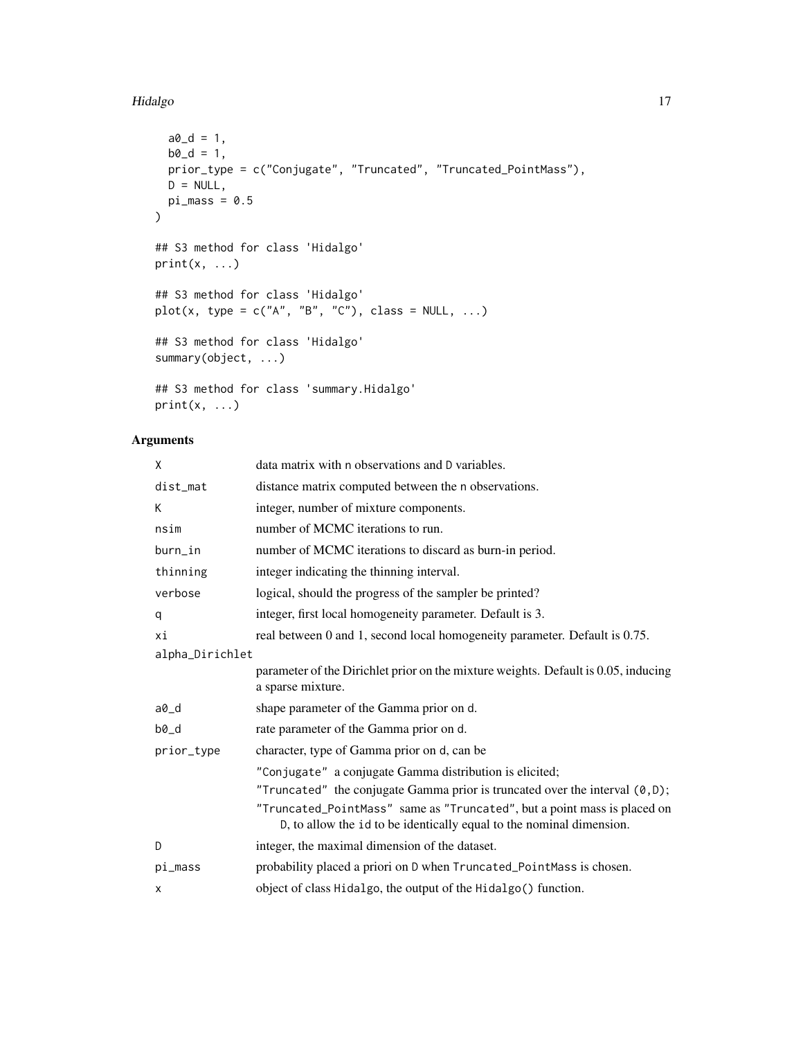```
  a0_d = 1,
  b0_d = 1,
  prior_type = c("Conjugate", "Truncated", "Truncated_PointMass"),
  D = NULL,
  pi_mass = 0.5
)

## S3 method for class 'Hidalgo'
print(x, ...)

## S3 method for class 'Hidalgo'
plot(x, type = c("A", "B", "C"), class = NULL, ...)

## S3 method for class 'Hidalgo'
summary(object, ...)

## S3 method for class 'summary.Hidalgo'
print(x, ...)
```

## Arguments

| | |
|---|---|
| `X` | data matrix with `n` observations and `D` variables. |
| `dist_mat` | distance matrix computed between the `n` observations. |
| `K` | integer, number of mixture components. |
| `nsim` | number of MCMC iterations to run. |
| `burn_in` | number of MCMC iterations to discard as burn-in period. |
| `thinning` | integer indicating the thinning interval. |
| `verbose` | logical, should the progress of the sampler be printed? |
| `q` | integer, first local homogeneity parameter. Default is 3. |
| `xi` | real between 0 and 1, second local homogeneity parameter. Default is 0.75. |
| `alpha_Dirichlet` | parameter of the Dirichlet prior on the mixture weights. Default is 0.05, inducing a sparse mixture. |
| `a0_d` | shape parameter of the Gamma prior on `d`. |
| `b0_d` | rate parameter of the Gamma prior on `d`. |
| `prior_type` | character, type of Gamma prior on `d`, can be<br>`"Conjugate"` a conjugate Gamma distribution is elicited;<br>`"Truncated"` the conjugate Gamma prior is truncated over the interval `(0,D)`;<br>`"Truncated_PointMass"` same as `"Truncated"`, but a point mass is placed on `D`, to allow the `id` to be identically equal to the nominal dimension. |
| `D` | integer, the maximal dimension of the dataset. |
| `pi_mass` | probability placed a priori on `D` when `Truncated_PointMass` is chosen. |
| `x` | object of class `Hidalgo`, the output of the `Hidalgo()` function. |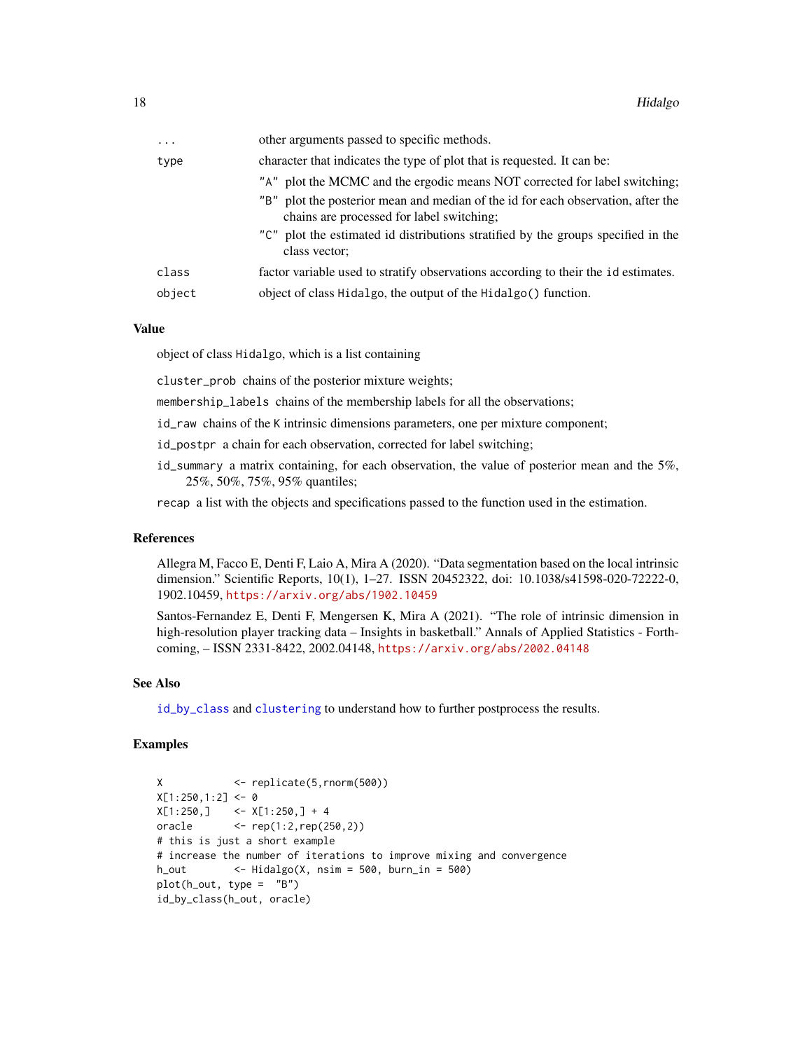| | |
|---|---|
| `...` | other arguments passed to specific methods. |
| `type` | character that indicates the type of plot that is requested. It can be:<br>"A" plot the MCMC and the ergodic means NOT corrected for label switching;<br>"B" plot the posterior mean and median of the id for each observation, after the chains are processed for label switching;<br>"C" plot the estimated id distributions stratified by the groups specified in the class vector; |
| `class` | factor variable used to stratify observations according to their the `id` estimates. |
| `object` | object of class `Hidalgo`, the output of the `Hidalgo()` function. |

## Value

object of class `Hidalgo`, which is a list containing

`cluster_prob` chains of the posterior mixture weights;

`membership_labels` chains of the membership labels for all the observations;

`id_raw` chains of the `K` intrinsic dimensions parameters, one per mixture component;

`id_postpr` a chain for each observation, corrected for label switching;

`id_summary` a matrix containing, for each observation, the value of posterior mean and the 5%, 25%, 50%, 75%, 95% quantiles;

`recap` a list with the objects and specifications passed to the function used in the estimation.

## References

Allegra M, Facco E, Denti F, Laio A, Mira A (2020). "Data segmentation based on the local intrinsic dimension." Scientific Reports, 10(1), 1–27. ISSN 20452322, doi: 10.1038/s41598-020-72222-0, 1902.10459, https://arxiv.org/abs/1902.10459

Santos-Fernandez E, Denti F, Mengersen K, Mira A (2021). "The role of intrinsic dimension in high-resolution player tracking data – Insights in basketball." Annals of Applied Statistics - Forthcoming, – ISSN 2331-8422, 2002.04148, https://arxiv.org/abs/2002.04148

## See Also

`id_by_class` and `clustering` to understand how to further postprocess the results.

## Examples

```
X            <- replicate(5,rnorm(500))
X[1:250,1:2] <- 0
X[1:250,]    <- X[1:250,] + 4
oracle       <- rep(1:2,rep(250,2))
# this is just a short example
# increase the number of iterations to improve mixing and convergence
h_out        <- Hidalgo(X, nsim = 500, burn_in = 500)
plot(h_out, type =  "B")
id_by_class(h_out, oracle)
```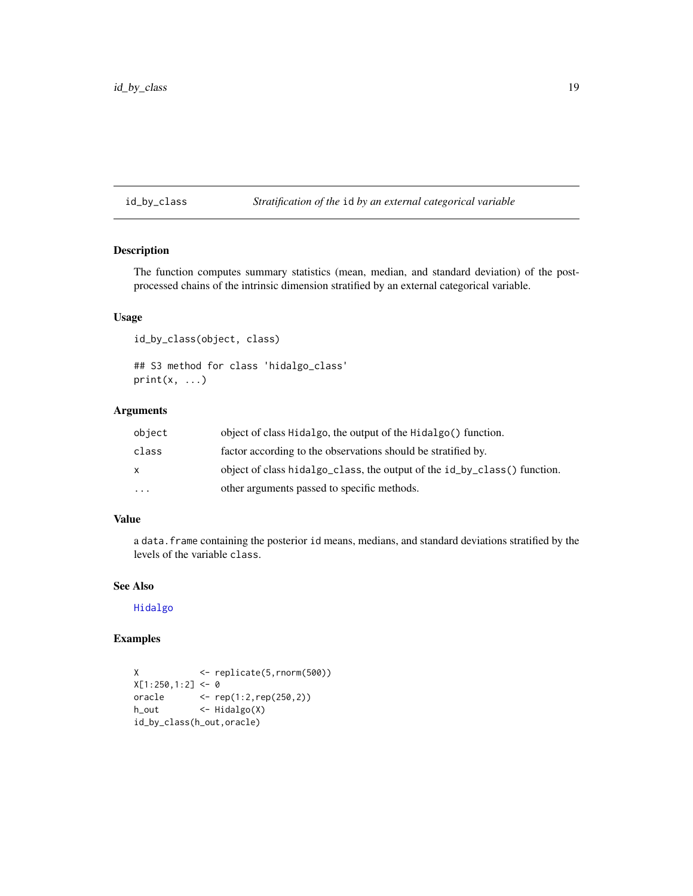## id_by_class    *Stratification of the id by an external categorical variable*

### Description

The function computes summary statistics (mean, median, and standard deviation) of the post-processed chains of the intrinsic dimension stratified by an external categorical variable.

### Usage

```
id_by_class(object, class)

## S3 method for class 'hidalgo_class'
print(x, ...)
```

### Arguments

| | |
|---|---|
| object | object of class Hidalgo, the output of the Hidalgo() function. |
| class | factor according to the observations should be stratified by. |
| x | object of class hidalgo_class, the output of the id_by_class() function. |
| ... | other arguments passed to specific methods. |

### Value

a data.frame containing the posterior id means, medians, and standard deviations stratified by the levels of the variable class.

### See Also

Hidalgo

### Examples

```
X            <- replicate(5,rnorm(500))
X[1:250,1:2] <- 0
oracle       <- rep(1:2,rep(250,2))
h_out        <- Hidalgo(X)
id_by_class(h_out,oracle)
```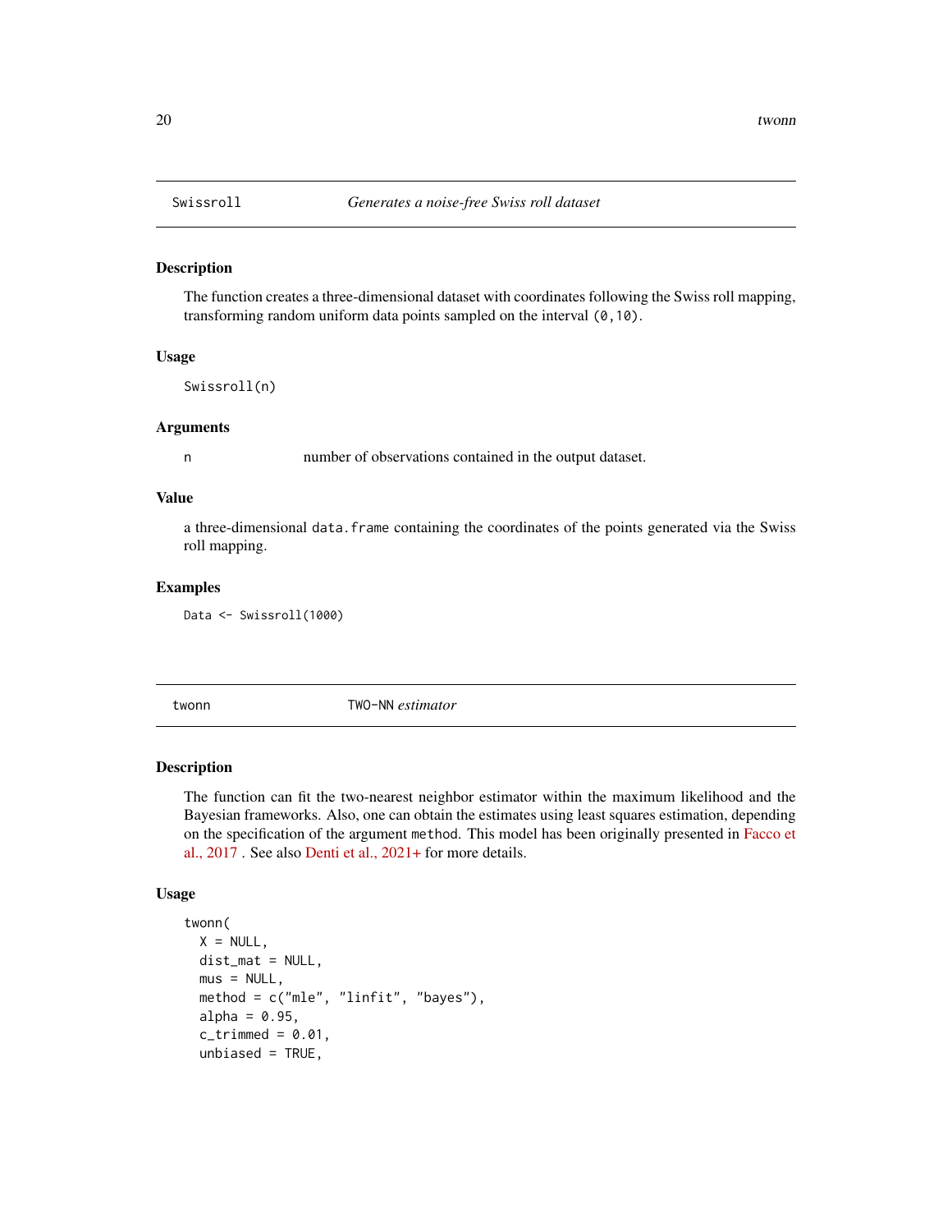## Swissroll — *Generates a noise-free Swiss roll dataset*

### Description

The function creates a three-dimensional dataset with coordinates following the Swiss roll mapping, transforming random uniform data points sampled on the interval `(0,10)`.

### Usage

```
Swissroll(n)
```

### Arguments

| | |
|---|---|
| n | number of observations contained in the output dataset. |

### Value

a three-dimensional `data.frame` containing the coordinates of the points generated via the Swiss roll mapping.

### Examples

```
Data <- Swissroll(1000)
```

## twonn — TWO-NN *estimator*

### Description

The function can fit the two-nearest neighbor estimator within the maximum likelihood and the Bayesian frameworks. Also, one can obtain the estimates using least squares estimation, depending on the specification of the argument `method`. This model has been originally presented in Facco et al., 2017 . See also Denti et al., 2021+ for more details.

### Usage

```
twonn(
  X = NULL,
  dist_mat = NULL,
  mus = NULL,
  method = c("mle", "linfit", "bayes"),
  alpha = 0.95,
  c_trimmed = 0.01,
  unbiased = TRUE,
```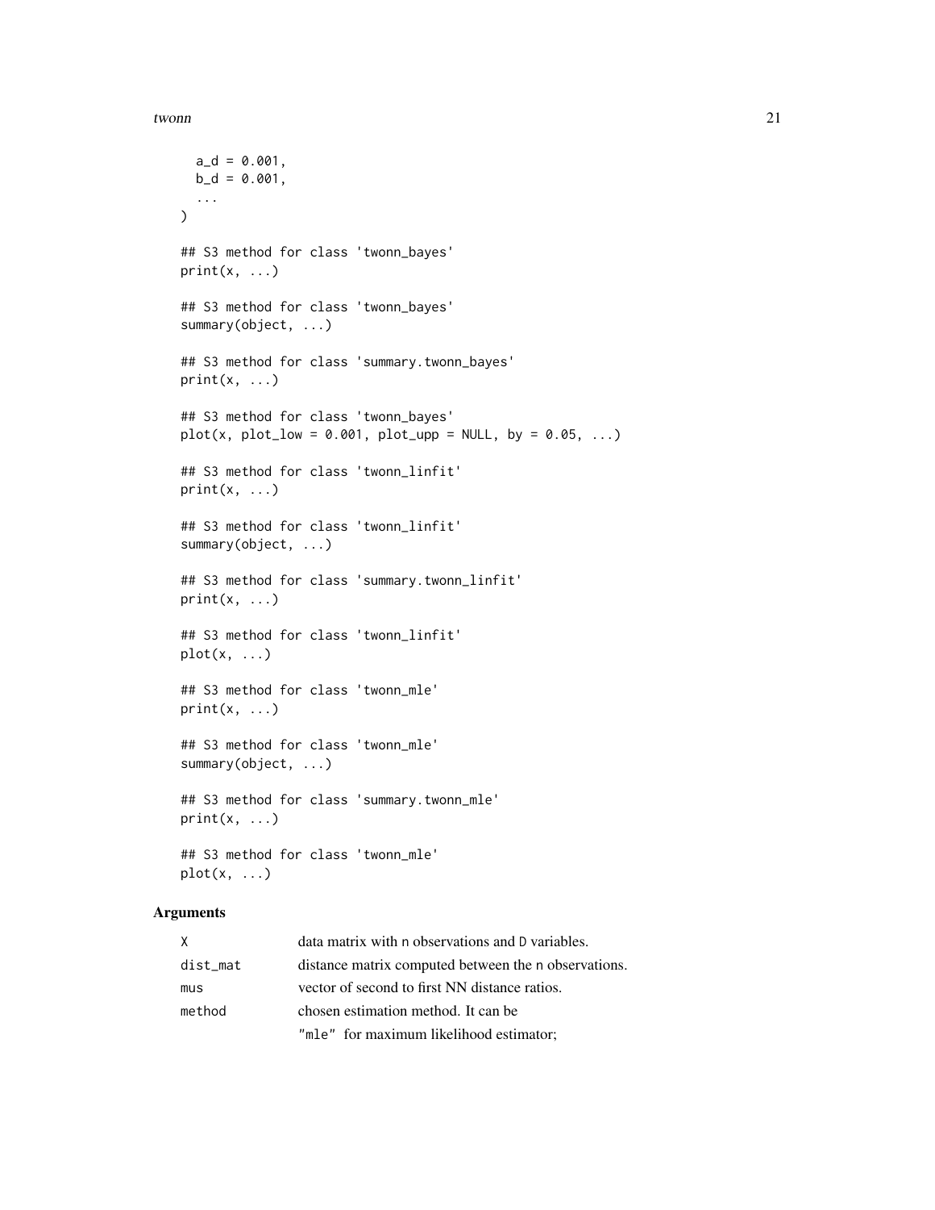```
  a_d = 0.001,
  b_d = 0.001,
  ...
)

## S3 method for class 'twonn_bayes'
print(x, ...)

## S3 method for class 'twonn_bayes'
summary(object, ...)

## S3 method for class 'summary.twonn_bayes'
print(x, ...)

## S3 method for class 'twonn_bayes'
plot(x, plot_low = 0.001, plot_upp = NULL, by = 0.05, ...)

## S3 method for class 'twonn_linfit'
print(x, ...)

## S3 method for class 'twonn_linfit'
summary(object, ...)

## S3 method for class 'summary.twonn_linfit'
print(x, ...)

## S3 method for class 'twonn_linfit'
plot(x, ...)

## S3 method for class 'twonn_mle'
print(x, ...)

## S3 method for class 'twonn_mle'
summary(object, ...)

## S3 method for class 'summary.twonn_mle'
print(x, ...)

## S3 method for class 'twonn_mle'
plot(x, ...)
```

## Arguments

| | |
|---|---|
| `X` | data matrix with `n` observations and `D` variables. |
| `dist_mat` | distance matrix computed between the `n` observations. |
| `mus` | vector of second to first NN distance ratios. |
| `method` | chosen estimation method. It can be<br>`"mle"` for maximum likelihood estimator; |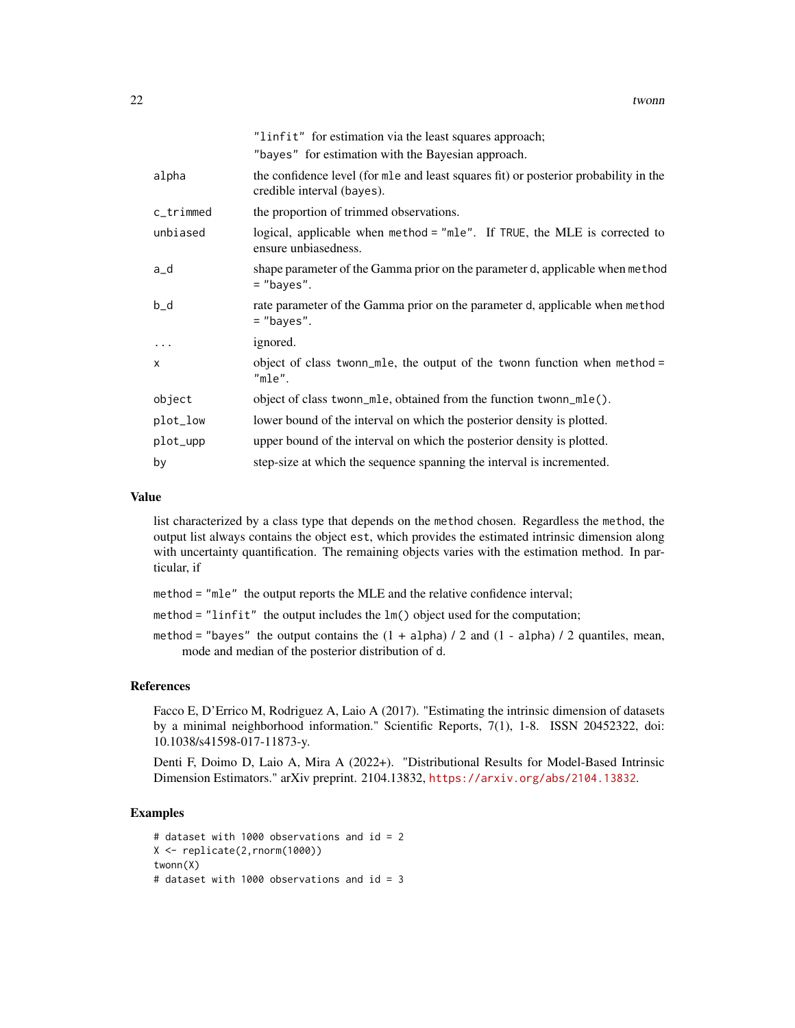| | |
|---|---|
| | "linfit" for estimation via the least squares approach; |
| | "bayes" for estimation with the Bayesian approach. |
| alpha | the confidence level (for mle and least squares fit) or posterior probability in the credible interval (bayes). |
| c_trimmed | the proportion of trimmed observations. |
| unbiased | logical, applicable when method = "mle". If TRUE, the MLE is corrected to ensure unbiasedness. |
| a_d | shape parameter of the Gamma prior on the parameter d, applicable when method = "bayes". |
| b_d | rate parameter of the Gamma prior on the parameter d, applicable when method = "bayes". |
| ... | ignored. |
| x | object of class twonn_mle, the output of the twonn function when method = "mle". |
| object | object of class twonn_mle, obtained from the function twonn_mle(). |
| plot_low | lower bound of the interval on which the posterior density is plotted. |
| plot_upp | upper bound of the interval on which the posterior density is plotted. |
| by | step-size at which the sequence spanning the interval is incremented. |

## Value

list characterized by a class type that depends on the method chosen. Regardless the method, the output list always contains the object est, which provides the estimated intrinsic dimension along with uncertainty quantification. The remaining objects varies with the estimation method. In particular, if

method = "mle" the output reports the MLE and the relative confidence interval;

method = "linfit" the output includes the lm() object used for the computation;

method = "bayes" the output contains the (1 + alpha) / 2 and (1 - alpha) / 2 quantiles, mean, mode and median of the posterior distribution of d.

## References

Facco E, D'Errico M, Rodriguez A, Laio A (2017). "Estimating the intrinsic dimension of datasets by a minimal neighborhood information." Scientific Reports, 7(1), 1-8. ISSN 20452322, doi: 10.1038/s41598-017-11873-y.

Denti F, Doimo D, Laio A, Mira A (2022+). "Distributional Results for Model-Based Intrinsic Dimension Estimators." arXiv preprint. 2104.13832, https://arxiv.org/abs/2104.13832.

## Examples

```
# dataset with 1000 observations and id = 2
X <- replicate(2,rnorm(1000))
twonn(X)
# dataset with 1000 observations and id = 3
```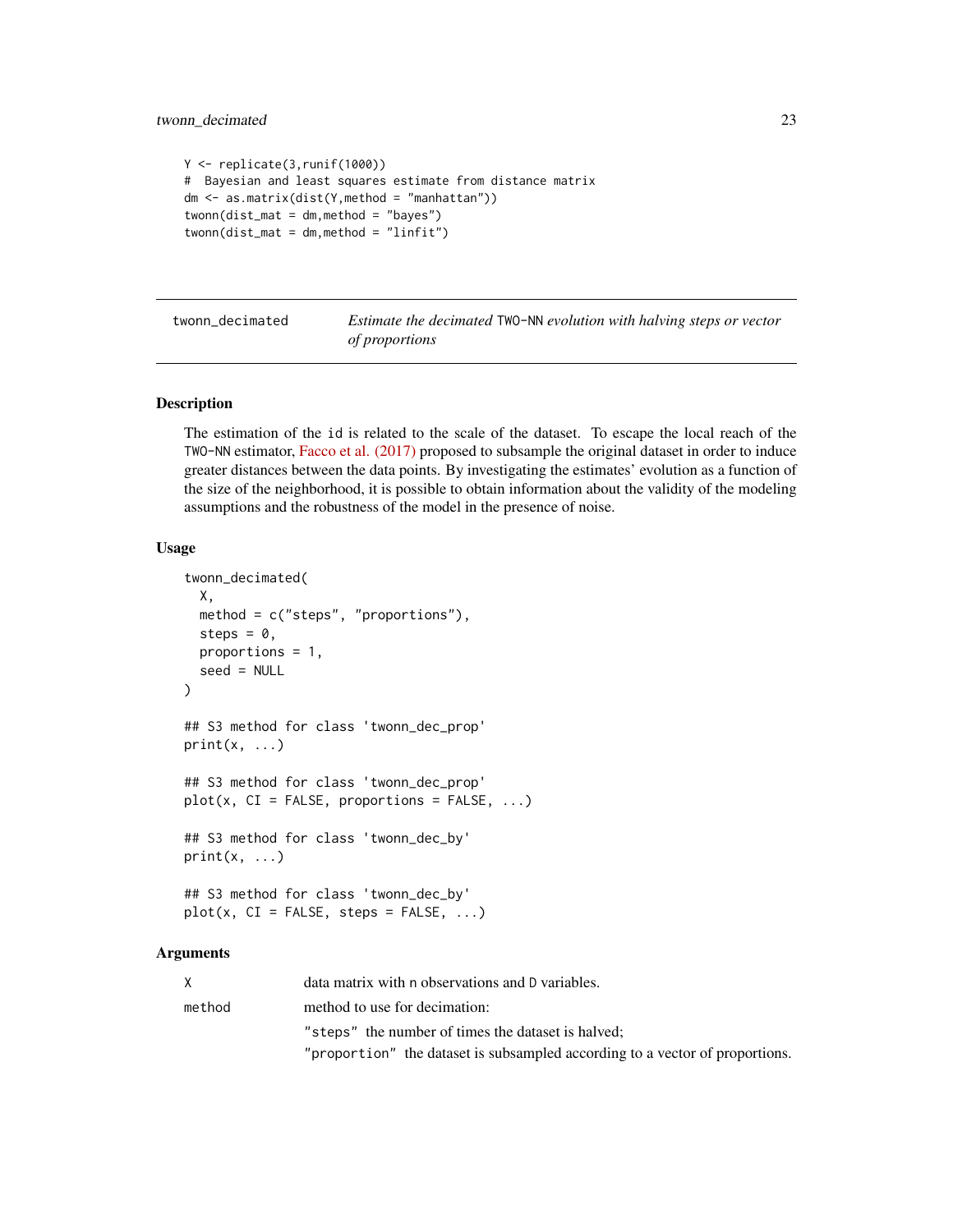```
Y <- replicate(3,runif(1000))
#  Bayesian and least squares estimate from distance matrix
dm <- as.matrix(dist(Y,method = "manhattan"))
twonn(dist_mat = dm,method = "bayes")
twonn(dist_mat = dm,method = "linfit")
```

---

## twonn_decimated

*Estimate the decimated* `TWO-NN` *evolution with halving steps or vector of proportions*

---

### Description

The estimation of the `id` is related to the scale of the dataset. To escape the local reach of the `TWO-NN` estimator, Facco et al. (2017) proposed to subsample the original dataset in order to induce greater distances between the data points. By investigating the estimates' evolution as a function of the size of the neighborhood, it is possible to obtain information about the validity of the modeling assumptions and the robustness of the model in the presence of noise.

### Usage

```
twonn_decimated(
  X,
  method = c("steps", "proportions"),
  steps = 0,
  proportions = 1,
  seed = NULL
)

## S3 method for class 'twonn_dec_prop'
print(x, ...)

## S3 method for class 'twonn_dec_prop'
plot(x, CI = FALSE, proportions = FALSE, ...)

## S3 method for class 'twonn_dec_by'
print(x, ...)

## S3 method for class 'twonn_dec_by'
plot(x, CI = FALSE, steps = FALSE, ...)
```

### Arguments

| | |
|---|---|
| `X` | data matrix with `n` observations and `D` variables. |
| `method` | method to use for decimation:<br>`"steps"` the number of times the dataset is halved;<br>`"proportion"` the dataset is subsampled according to a vector of proportions. |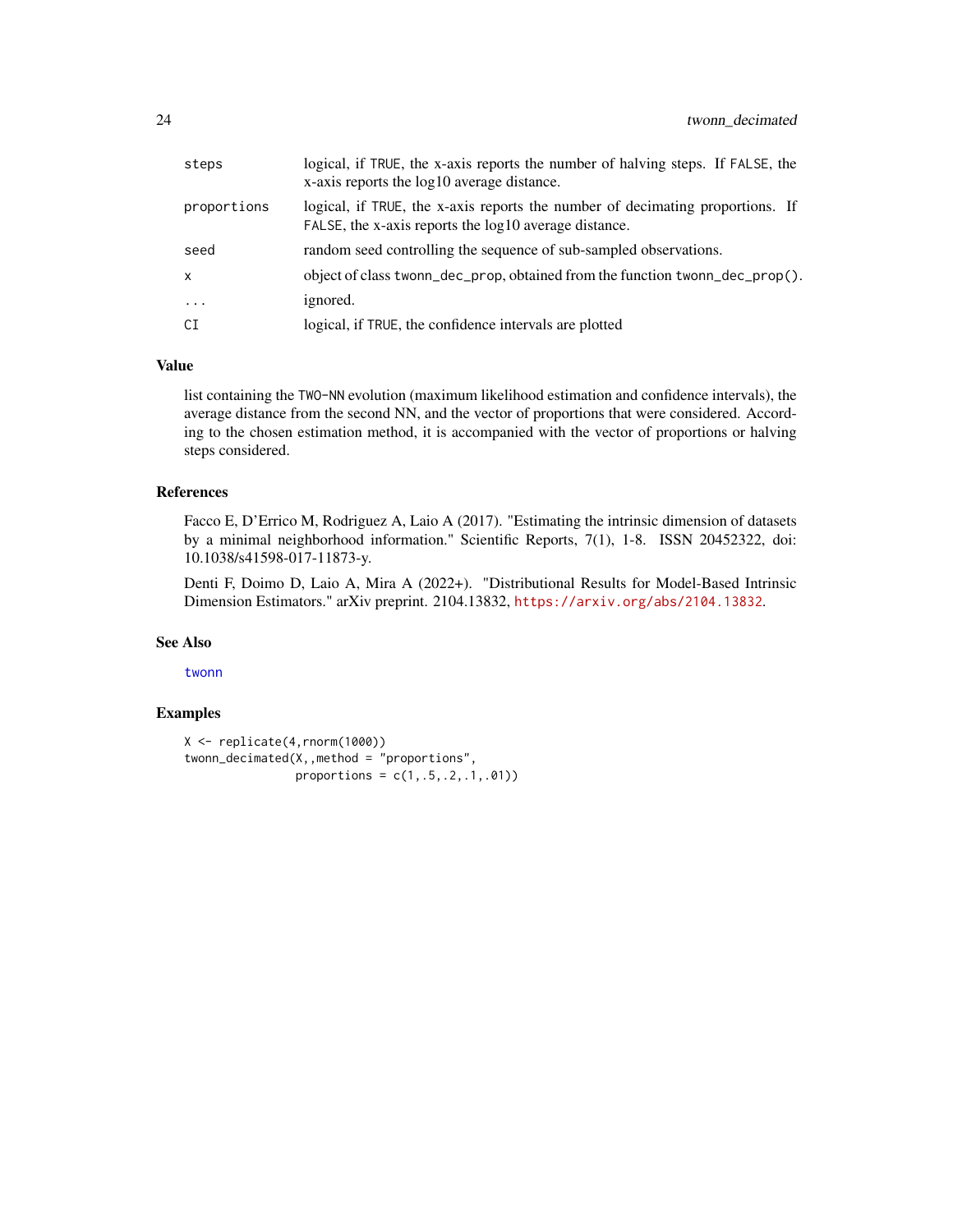| | |
|---|---|
| steps | logical, if TRUE, the x-axis reports the number of halving steps. If FALSE, the x-axis reports the log10 average distance. |
| proportions | logical, if TRUE, the x-axis reports the number of decimating proportions. If FALSE, the x-axis reports the log10 average distance. |
| seed | random seed controlling the sequence of sub-sampled observations. |
| x | object of class twonn_dec_prop, obtained from the function twonn_dec_prop(). |
| ... | ignored. |
| CI | logical, if TRUE, the confidence intervals are plotted |

### Value

list containing the TWO-NN evolution (maximum likelihood estimation and confidence intervals), the average distance from the second NN, and the vector of proportions that were considered. According to the chosen estimation method, it is accompanied with the vector of proportions or halving steps considered.

### References

Facco E, D'Errico M, Rodriguez A, Laio A (2017). "Estimating the intrinsic dimension of datasets by a minimal neighborhood information." Scientific Reports, 7(1), 1-8. ISSN 20452322, doi: 10.1038/s41598-017-11873-y.

Denti F, Doimo D, Laio A, Mira A (2022+). "Distributional Results for Model-Based Intrinsic Dimension Estimators." arXiv preprint. 2104.13832, https://arxiv.org/abs/2104.13832.

### See Also

twonn

### Examples

```
X <- replicate(4,rnorm(1000))
twonn_decimated(X,,method = "proportions",
                proportions = c(1,.5,.2,.1,.01))
```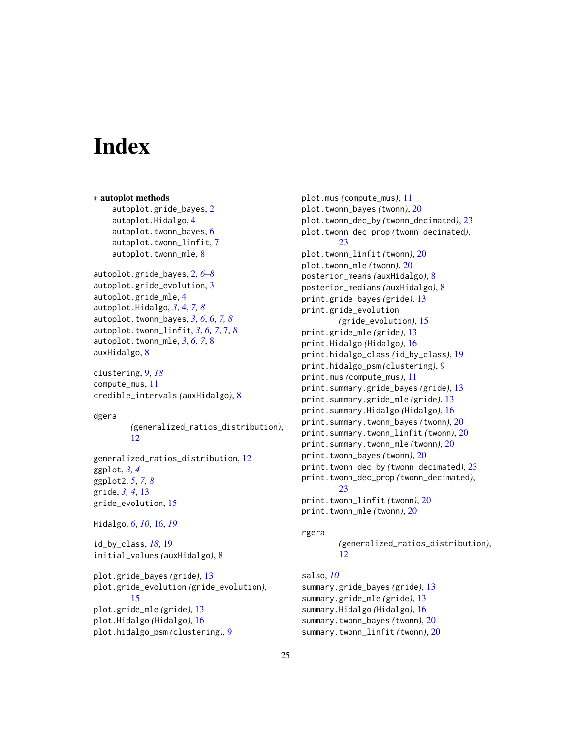# Index

∗ **autoplot methods**

- autoplot.gride_bayes, 2
- autoplot.Hidalgo, 4
- autoplot.twonn_bayes, 6
- autoplot.twonn_linfit, 7
- autoplot.twonn_mle, 8

autoplot.gride_bayes, 2, *6–8*
autoplot.gride_evolution, 3
autoplot.gride_mle, 4
autoplot.Hidalgo, *3*, 4, *7, 8*
autoplot.twonn_bayes, *3*, *6*, 6, *7, 8*
autoplot.twonn_linfit, *3*, *6, 7*, 7, *8*
autoplot.twonn_mle, *3*, *6, 7*, 8
auxHidalgo, 8

clustering, 9, *18*
compute_mus, 11
credible_intervals *(*auxHidalgo*)*, 8

dgera *(*generalized_ratios_distribution*)*, 12

generalized_ratios_distribution, 12
ggplot, *3, 4*
ggplot2, *5*, *7, 8*
gride, *3, 4*, 13
gride_evolution, 15

Hidalgo, *6*, *10*, 16, *19*

id_by_class, *18*, 19
initial_values *(*auxHidalgo*)*, 8

plot.gride_bayes *(*gride*)*, 13
plot.gride_evolution *(*gride_evolution*)*, 15
plot.gride_mle *(*gride*)*, 13
plot.Hidalgo *(*Hidalgo*)*, 16
plot.hidalgo_psm *(*clustering*)*, 9
plot.mus *(*compute_mus*)*, 11
plot.twonn_bayes *(*twonn*)*, 20
plot.twonn_dec_by *(*twonn_decimated*)*, 23
plot.twonn_dec_prop *(*twonn_decimated*)*, 23
plot.twonn_linfit *(*twonn*)*, 20
plot.twonn_mle *(*twonn*)*, 20
posterior_means *(*auxHidalgo*)*, 8
posterior_medians *(*auxHidalgo*)*, 8
print.gride_bayes *(*gride*)*, 13
print.gride_evolution *(*gride_evolution*)*, 15
print.gride_mle *(*gride*)*, 13
print.Hidalgo *(*Hidalgo*)*, 16
print.hidalgo_class *(*id_by_class*)*, 19
print.hidalgo_psm *(*clustering*)*, 9
print.mus *(*compute_mus*)*, 11
print.summary.gride_bayes *(*gride*)*, 13
print.summary.gride_mle *(*gride*)*, 13
print.summary.Hidalgo *(*Hidalgo*)*, 16
print.summary.twonn_bayes *(*twonn*)*, 20
print.summary.twonn_linfit *(*twonn*)*, 20
print.summary.twonn_mle *(*twonn*)*, 20
print.twonn_bayes *(*twonn*)*, 20
print.twonn_dec_by *(*twonn_decimated*)*, 23
print.twonn_dec_prop *(*twonn_decimated*)*, 23
print.twonn_linfit *(*twonn*)*, 20
print.twonn_mle *(*twonn*)*, 20

rgera *(*generalized_ratios_distribution*)*, 12

salso, *10*
summary.gride_bayes *(*gride*)*, 13
summary.gride_mle *(*gride*)*, 13
summary.Hidalgo *(*Hidalgo*)*, 16
summary.twonn_bayes *(*twonn*)*, 20
summary.twonn_linfit *(*twonn*)*, 20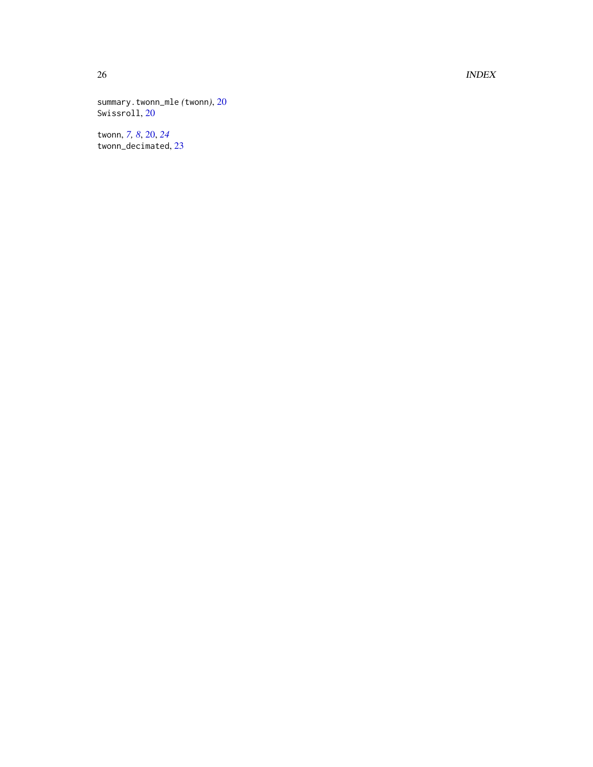summary.twonn_mle (twonn), 20
Swissroll, 20

twonn, *7, 8*, 20, *24*
twonn_decimated, 23